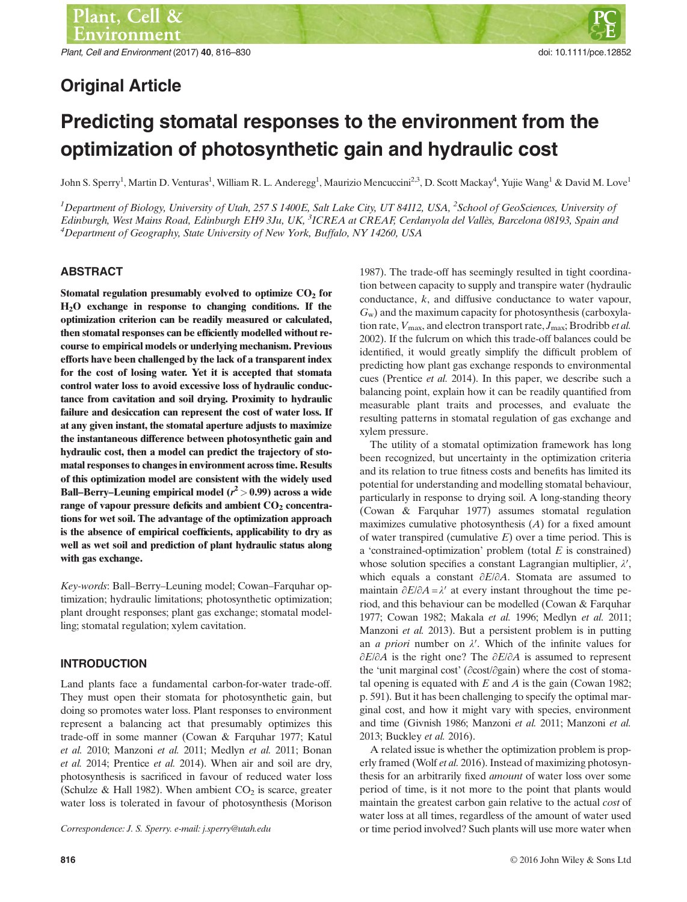Original Article

# Predicting stomatal responses to the environment from the optimization of photosynthetic gain and hydraulic cost

John S. Sperry[1], Martin D. Venturas[1], William R. L. Anderegg[1], Maurizio Mencuccini[2,3], D. Scott Mackay[4], Yujie Wang[1] & David M. Love[1]

[1]*Department of Biology, University of Utah, 257 S 1400E, Salt Lake City, UT 84112, USA,* [2]*School of GeoSciences, University of Edinburgh, West Mains Road, Edinburgh EH9 3Ju, UK,* [3]*ICREA at CREAF, Cerdanyola del Vallès, Barcelona 08193, Spain and* [4]*Department of Geography, State University of New York, Buffalo, NY 14260, USA*

## ABSTRACT

**Stomatal regulation presumably evolved to optimize $CO_2$ for $H_2O$ exchange in response to changing conditions. If the optimization criterion can be readily measured or calculated, then stomatal responses can be efficiently modelled without recourse to empirical models or underlying mechanism. Previous efforts have been challenged by the lack of a transparent index for the cost of losing water. Yet it is accepted that stomata control water loss to avoid excessive loss of hydraulic conductance from cavitation and soil drying. Proximity to hydraulic failure and desiccation can represent the cost of water loss. If at any given instant, the stomatal aperture adjusts to maximize the instantaneous difference between photosynthetic gain and hydraulic cost, then a model can predict the trajectory of stomatal responses to changes in environment across time. Results of this optimization model are consistent with the widely used Ball–Berry–Leuning empirical model ($r^2 > 0.99$) across a wide range of vapour pressure deficits and ambient $CO_2$ concentrations for wet soil. The advantage of the optimization approach is the absence of empirical coefficients, applicability to dry as well as wet soil and prediction of plant hydraulic status along with gas exchange.**

*Key-words*: Ball–Berry–Leuning model; Cowan–Farquhar optimization; hydraulic limitations; photosynthetic optimization; plant drought responses; plant gas exchange; stomatal modelling; stomatal regulation; xylem cavitation.

## INTRODUCTION

Land plants face a fundamental carbon-for-water trade-off. They must open their stomata for photosynthetic gain, but doing so promotes water loss. Plant responses to environment represent a balancing act that presumably optimizes this trade-off in some manner (Cowan & Farquhar 1977; Katul *et al.* 2010; Manzoni *et al.* 2011; Medlyn *et al.* 2011; Bonan *et al.* 2014; Prentice *et al.* 2014). When air and soil are dry, photosynthesis is sacrificed in favour of reduced water loss (Schulze & Hall 1982). When ambient $CO_2$ is scarce, greater water loss is tolerated in favour of photosynthesis (Morison 1987). The trade-off has seemingly resulted in tight coordination between capacity to supply and transpire water (hydraulic conductance, $k$, and diffusive conductance to water vapour, $G_w$) and the maximum capacity for photosynthesis (carboxylation rate, $V_{max}$, and electron transport rate, $J_{max}$; Brodribb *et al.* 2002). If the fulcrum on which this trade-off balances could be identified, it would greatly simplify the difficult problem of predicting how plant gas exchange responds to environmental cues (Prentice *et al.* 2014). In this paper, we describe such a balancing point, explain how it can be readily quantified from measurable plant traits and processes, and evaluate the resulting patterns in stomatal regulation of gas exchange and xylem pressure.

The utility of a stomatal optimization framework has long been recognized, but uncertainty in the optimization criteria and its relation to true fitness costs and benefits has limited its potential for understanding and modelling stomatal behaviour, particularly in response to drying soil. A long-standing theory (Cowan & Farquhar 1977) assumes stomatal regulation maximizes cumulative photosynthesis ($A$) for a fixed amount of water transpired (cumulative $E$) over a time period. This is a 'constrained-optimization' problem (total $E$ is constrained) whose solution specifies a constant Lagrangian multiplier, $\lambda'$, which equals a constant $\partial E/\partial A$. Stomata are assumed to maintain $\partial E/\partial A = \lambda'$ at every instant throughout the time period, and this behaviour can be modelled (Cowan & Farquhar 1977; Cowan 1982; Makala *et al.* 1996; Medlyn *et al.* 2011; Manzoni *et al.* 2013). But a persistent problem is in putting an *a priori* number on $\lambda'$. Which of the infinite values for $\partial E/\partial A$ is the right one? The $\partial E/\partial A$ is assumed to represent the 'unit marginal cost' ($\partial$cost/$\partial$gain) where the cost of stomatal opening is equated with $E$ and $A$ is the gain (Cowan 1982; p. 591). But it has been challenging to specify the optimal marginal cost, and how it might vary with species, environment and time (Givnish 1986; Manzoni *et al.* 2011; Manzoni *et al.* 2013; Buckley *et al.* 2016).

A related issue is whether the optimization problem is properly framed (Wolf *et al.* 2016). Instead of maximizing photosynthesis for an arbitrarily fixed *amount* of water loss over some period of time, is it not more to the point that plants would maintain the greatest carbon gain relative to the actual *cost* of water loss at all times, regardless of the amount of water used or time period involved? Such plants will use more water when

Correspondence: J. S. Sperry. e-mail: j.sperry@utah.edu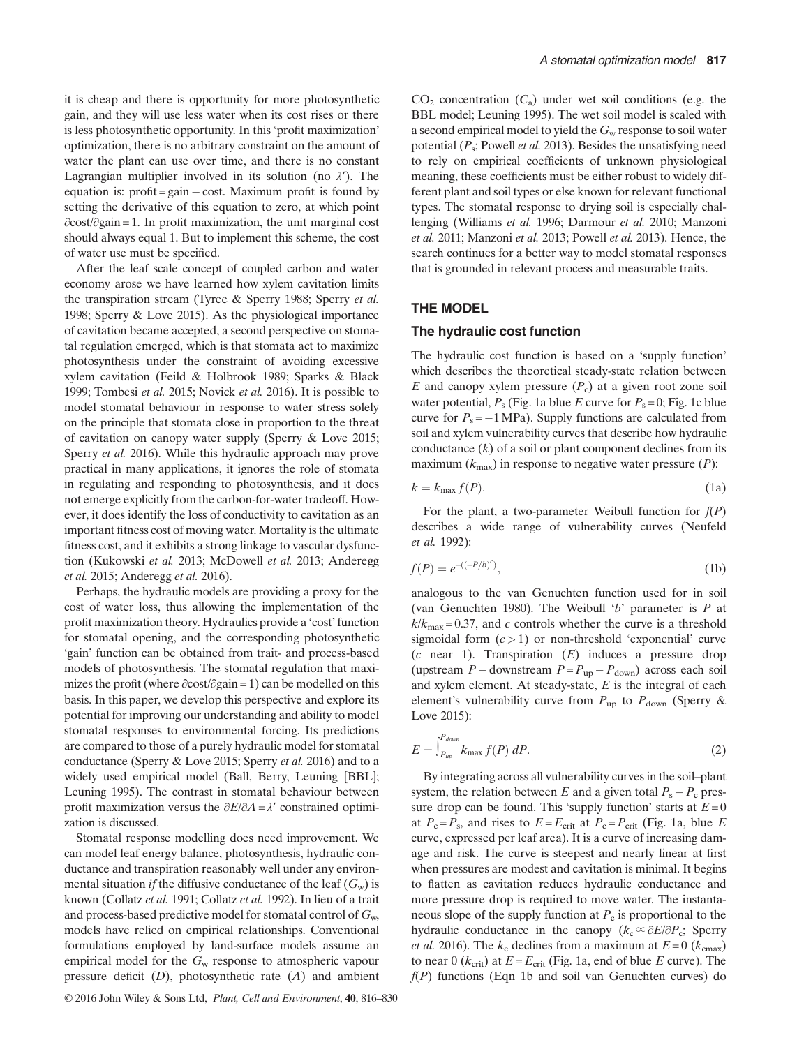it is cheap and there is opportunity for more photosynthetic gain, and they will use less water when its cost rises or there is less photosynthetic opportunity. In this 'profit maximization' optimization, there is no arbitrary constraint on the amount of water the plant can use over time, and there is no constant Lagrangian multiplier involved in its solution (no $\lambda'$). The equation is: profit = gain − cost. Maximum profit is found by setting the derivative of this equation to zero, at which point $\partial$cost/$\partial$gain = 1. In profit maximization, the unit marginal cost should always equal 1. But to implement this scheme, the cost of water use must be specified.

After the leaf scale concept of coupled carbon and water economy arose we have learned how xylem cavitation limits the transpiration stream (Tyree & Sperry 1988; Sperry *et al.* 1998; Sperry & Love 2015). As the physiological importance of cavitation became accepted, a second perspective on stomatal regulation emerged, which is that stomata act to maximize photosynthesis under the constraint of avoiding excessive xylem cavitation (Feild & Holbrook 1989; Sparks & Black 1999; Tombesi *et al.* 2015; Novick *et al.* 2016). It is possible to model stomatal behaviour in response to water stress solely on the principle that stomata close in proportion to the threat of cavitation on canopy water supply (Sperry & Love 2015; Sperry *et al.* 2016). While this hydraulic approach may prove practical in many applications, it ignores the role of stomata in regulating and responding to photosynthesis, and it does not emerge explicitly from the carbon-for-water tradeoff. However, it does identify the loss of conductivity to cavitation as an important fitness cost of moving water. Mortality is the ultimate fitness cost, and it exhibits a strong linkage to vascular dysfunction (Kukowski *et al.* 2013; McDowell *et al.* 2013; Anderegg *et al.* 2015; Anderegg *et al.* 2016).

Perhaps, the hydraulic models are providing a proxy for the cost of water loss, thus allowing the implementation of the profit maximization theory. Hydraulics provide a 'cost' function for stomatal opening, and the corresponding photosynthetic 'gain' function can be obtained from trait- and process-based models of photosynthesis. The stomatal regulation that maximizes the profit (where $\partial$cost/$\partial$gain = 1) can be modelled on this basis. In this paper, we develop this perspective and explore its potential for improving our understanding and ability to model stomatal responses to environmental forcing. Its predictions are compared to those of a purely hydraulic model for stomatal conductance (Sperry & Love 2015; Sperry *et al.* 2016) and to a widely used empirical model (Ball, Berry, Leuning [BBL]; Leuning 1995). The contrast in stomatal behaviour between profit maximization versus the $\partial E/\partial A = \lambda'$ constrained optimization is discussed.

Stomatal response modelling does need improvement. We can model leaf energy balance, photosynthesis, hydraulic conductance and transpiration reasonably well under any environmental situation *if* the diffusive conductance of the leaf ($G_w$) is known (Collatz *et al.* 1991; Collatz *et al.* 1992). In lieu of a trait and process-based predictive model for stomatal control of $G_w$, models have relied on empirical relationships. Conventional formulations employed by land-surface models assume an empirical model for the $G_w$ response to atmospheric vapour pressure deficit ($D$), photosynthetic rate ($A$) and ambient $CO_2$ concentration ($C_a$) under wet soil conditions (e.g. the BBL model; Leuning 1995). The wet soil model is scaled with a second empirical model to yield the $G_w$ response to soil water potential ($P_s$; Powell *et al.* 2013). Besides the unsatisfying need to rely on empirical coefficients of unknown physiological meaning, these coefficients must be either robust to widely different plant and soil types or else known for relevant functional types. The stomatal response to drying soil is especially challenging (Williams *et al.* 1996; Darmour *et al.* 2010; Manzoni *et al.* 2011; Manzoni *et al.* 2013; Powell *et al.* 2013). Hence, the search continues for a better way to model stomatal responses that is grounded in relevant process and measurable traits.

## THE MODEL

### The hydraulic cost function

The hydraulic cost function is based on a 'supply function' which describes the theoretical steady-state relation between $E$ and canopy xylem pressure ($P_c$) at a given root zone soil water potential, $P_s$ (Fig. 1a blue $E$ curve for $P_s = 0$; Fig. 1c blue curve for $P_s = -1$ MPa). Supply functions are calculated from soil and xylem vulnerability curves that describe how hydraulic conductance ($k$) of a soil or plant component declines from its maximum ($k_{max}$) in response to negative water pressure ($P$):

$$k = k_{max}\, f(P). \tag{1a}$$

For the plant, a two-parameter Weibull function for $f(P)$ describes a wide range of vulnerability curves (Neufeld *et al.* 1992):

$$f(P) = e^{-((-P/b)^c)}, \tag{1b}$$

analogous to the van Genuchten function used for in soil (van Genuchten 1980). The Weibull '$b$' parameter is $P$ at $k/k_{max} = 0.37$, and $c$ controls whether the curve is a threshold sigmoidal form ($c > 1$) or non-threshold 'exponential' curve ($c$ near 1). Transpiration ($E$) induces a pressure drop (upstream $P$ − downstream $P = P_{up} - P_{down}$) across each soil and xylem element. At steady-state, $E$ is the integral of each element's vulnerability curve from $P_{up}$ to $P_{down}$ (Sperry & Love 2015):

$$E = \int_{P_{up}}^{P_{down}} k_{max}\, f(P)\, dP. \tag{2}$$

By integrating across all vulnerability curves in the soil–plant system, the relation between $E$ and a given total $P_s - P_c$ pressure drop can be found. This 'supply function' starts at $E = 0$ at $P_c = P_s$, and rises to $E = E_{crit}$ at $P_c = P_{crit}$ (Fig. 1a, blue $E$ curve, expressed per leaf area). It is a curve of increasing damage and risk. The curve is steepest and nearly linear at first when pressures are modest and cavitation is minimal. It begins to flatten as cavitation reduces hydraulic conductance and more pressure drop is required to move water. The instantaneous slope of the supply function at $P_c$ is proportional to the hydraulic conductance in the canopy ($k_c \propto \partial E/\partial P_c$; Sperry *et al.* 2016). The $k_c$ declines from a maximum at $E = 0$ ($k_{cmax}$) to near 0 ($k_{crit}$) at $E = E_{crit}$ (Fig. 1a, end of blue $E$ curve). The $f(P)$ functions (Eqn 1b and soil van Genuchten curves) do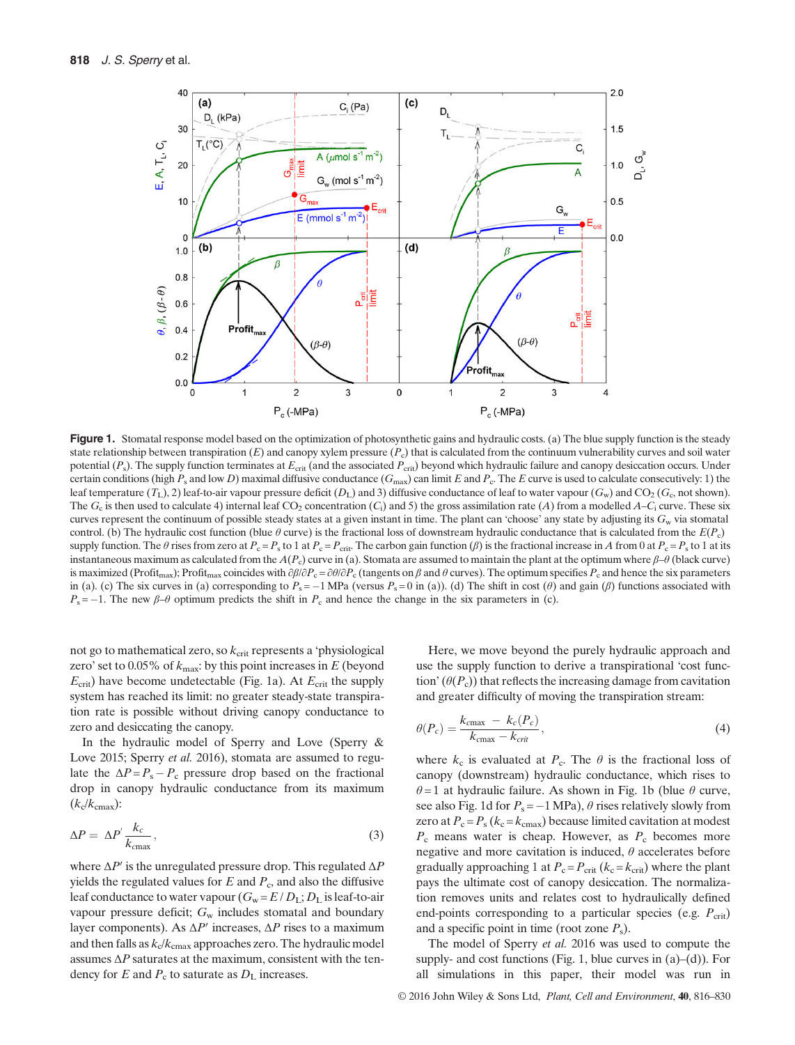**Figure 1.** Stomatal response model based on the optimization of photosynthetic gains and hydraulic costs. (a) The blue supply function is the steady state relationship between transpiration ($E$) and canopy xylem pressure ($P_c$) that is calculated from the continuum vulnerability curves and soil water potential ($P_s$). The supply function terminates at $E_{crit}$ (and the associated $P_{crit}$) beyond which hydraulic failure and canopy desiccation occurs. Under certain conditions (high $P_s$ and low $D$) maximal diffusive conductance ($G_{max}$) can limit $E$ and $P_c$. The $E$ curve is used to calculate consecutively: 1) the leaf temperature ($T_L$), 2) leaf-to-air vapour pressure deficit ($D_L$) and 3) diffusive conductance of leaf to water vapour ($G_w$) and $CO_2$ ($G_c$, not shown). The $G_c$ is then used to calculate 4) internal leaf $CO_2$ concentration ($C_i$) and 5) the gross assimilation rate ($A$) from a modelled $A$–$C_i$ curve. These six curves represent the continuum of possible steady states at a given instant in time. The plant can 'choose' any state by adjusting its $G_w$ via stomatal control. (b) The hydraulic cost function (blue $\theta$ curve) is the fractional loss of downstream hydraulic conductance that is calculated from the $E(P_c)$ supply function. The $\theta$ rises from zero at $P_c = P_s$ to 1 at $P_c = P_{crit}$. The carbon gain function ($\beta$) is the fractional increase in $A$ from 0 at $P_c = P_s$ to 1 at its instantaneous maximum as calculated from the $A(P_c)$ curve in (a). Stomata are assumed to maintain the plant at the optimum where $\beta$–$\theta$ (black curve) is maximized (Profit$_{max}$); Profit$_{max}$ coincides with $\partial\beta/\partial P_c = \partial\theta/\partial P_c$ (tangents on $\beta$ and $\theta$ curves). The optimum specifies $P_c$ and hence the six parameters in (a). (c) The six curves in (a) corresponding to $P_s = -1$ MPa (versus $P_s = 0$ in (a)). (d) The shift in cost ($\theta$) and gain ($\beta$) functions associated with $P_s = -1$. The new $\beta$–$\theta$ optimum predicts the shift in $P_c$ and hence the change in the six parameters in (c).

not go to mathematical zero, so $k_{crit}$ represents a 'physiological zero' set to 0.05% of $k_{max}$: by this point increases in $E$ (beyond $E_{crit}$) have become undetectable (Fig. 1a). At $E_{crit}$ the supply system has reached its limit: no greater steady-state transpiration rate is possible without driving canopy conductance to zero and desiccating the canopy.

In the hydraulic model of Sperry and Love (Sperry & Love 2015; Sperry *et al.* 2016), stomata are assumed to regulate the $\Delta P = P_s - P_c$ pressure drop based on the fractional drop in canopy hydraulic conductance from its maximum ($k_c/k_{cmax}$):

$$\Delta P = \Delta P' \frac{k_c}{k_{cmax}}, \tag{3}$$

where $\Delta P'$ is the unregulated pressure drop. This regulated $\Delta P$ yields the regulated values for $E$ and $P_c$, and also the diffusive leaf conductance to water vapour ($G_w = E / D_L$; $D_L$ is leaf-to-air vapour pressure deficit; $G_w$ includes stomatal and boundary layer components). As $\Delta P'$ increases, $\Delta P$ rises to a maximum and then falls as $k_c/k_{cmax}$ approaches zero. The hydraulic model assumes $\Delta P$ saturates at the maximum, consistent with the tendency for $E$ and $P_c$ to saturate as $D_L$ increases.

Here, we move beyond the purely hydraulic approach and use the supply function to derive a transpirational 'cost function' ($\theta(P_c)$) that reflects the increasing damage from cavitation and greater difficulty of moving the transpiration stream:

$$\theta(P_c) = \frac{k_{cmax} - k_c(P_c)}{k_{cmax} - k_{crit}}, \tag{4}$$

where $k_c$ is evaluated at $P_c$. The $\theta$ is the fractional loss of canopy (downstream) hydraulic conductance, which rises to $\theta = 1$ at hydraulic failure. As shown in Fig. 1b (blue $\theta$ curve, see also Fig. 1d for $P_s = -1$ MPa), $\theta$ rises relatively slowly from zero at $P_c = P_s$ ($k_c = k_{cmax}$) because limited cavitation at modest $P_c$ means water is cheap. However, as $P_c$ becomes more negative and more cavitation is induced, $\theta$ accelerates before gradually approaching 1 at $P_c = P_{crit}$ ($k_c = k_{crit}$) where the plant pays the ultimate cost of canopy desiccation. The normalization removes units and relates cost to hydraulically defined end-points corresponding to a particular species (e.g. $P_{crit}$) and a specific point in time (root zone $P_s$).

The model of Sperry *et al.* 2016 was used to compute the supply- and cost functions (Fig. 1, blue curves in (a)–(d)). For all simulations in this paper, their model was run in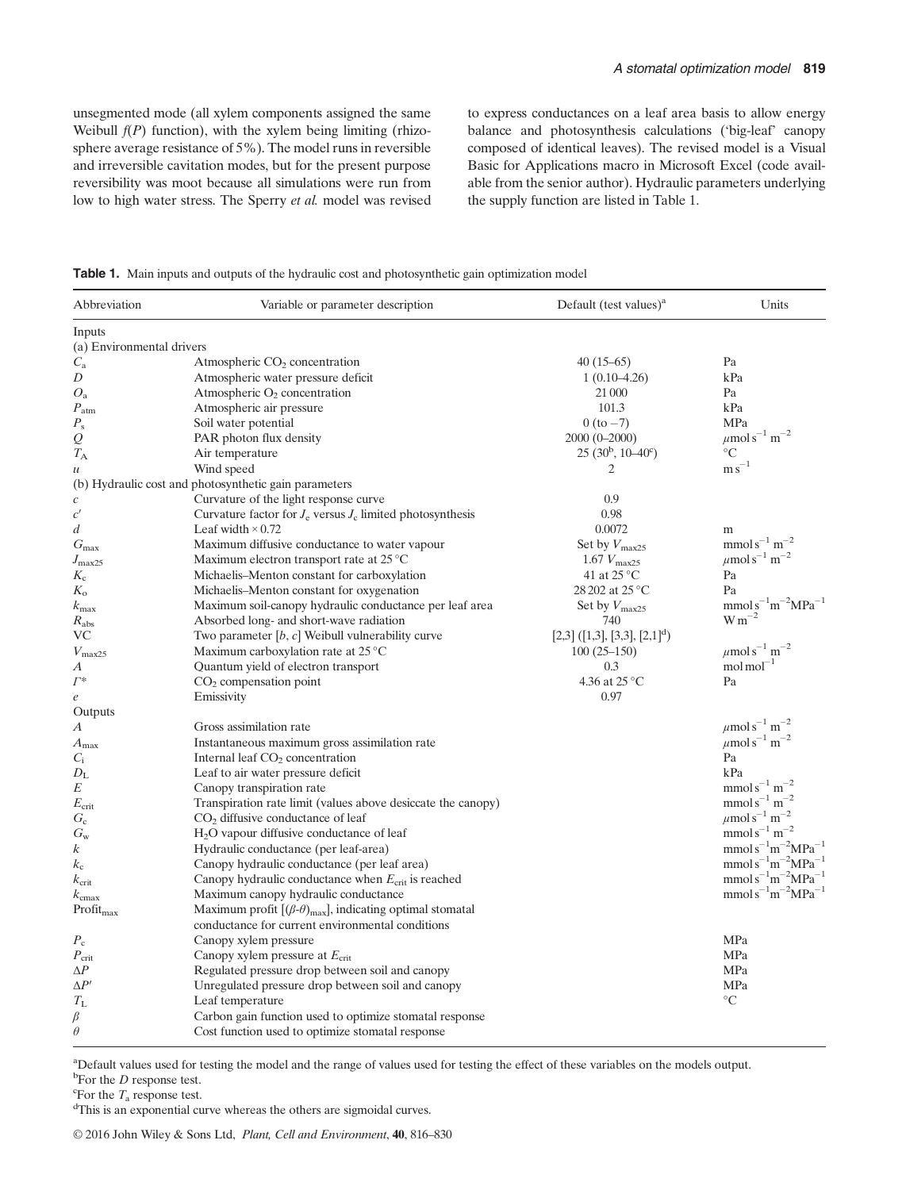unsegmented mode (all xylem components assigned the same Weibull $f(P)$ function), with the xylem being limiting (rhizosphere average resistance of 5%). The model runs in reversible and irreversible cavitation modes, but for the present purpose reversibility was moot because all simulations were run from low to high water stress. The Sperry *et al.* model was revised to express conductances on a leaf area basis to allow energy balance and photosynthesis calculations ('big-leaf' canopy composed of identical leaves). The revised model is a Visual Basic for Applications macro in Microsoft Excel (code available from the senior author). Hydraulic parameters underlying the supply function are listed in Table 1.

**Table 1.** Main inputs and outputs of the hydraulic cost and photosynthetic gain optimization model

| Abbreviation | Variable or parameter description | Default (test values)[a] | Units |
|---|---|---|---|
| Inputs | | | |
| (a) Environmental drivers | | | |
| $C_a$ | Atmospheric $CO_2$ concentration | 40 (15–65) | Pa |
| $D$ | Atmospheric water pressure deficit | 1 (0.10–4.26) | kPa |
| $O_a$ | Atmospheric $O_2$ concentration | 21 000 | Pa |
| $P_{atm}$ | Atmospheric air pressure | 101.3 | kPa |
| $P_s$ | Soil water potential | 0 (to −7) | MPa |
| $Q$ | PAR photon flux density | 2000 (0–2000) | $\mu$mol s$^{-1}$ m$^{-2}$ |
| $T_A$ | Air temperature | 25 (30[b], 10–40[c]) | °C |
| $u$ | Wind speed | 2 | m s$^{-1}$ |
| (b) Hydraulic cost and photosynthetic gain parameters | | | |
| $c$ | Curvature of the light response curve | 0.9 | |
| $c'$ | Curvature factor for $J_e$ versus $J_c$ limited photosynthesis | 0.98 | |
| $d$ | Leaf width × 0.72 | 0.0072 | m |
| $G_{max}$ | Maximum diffusive conductance to water vapour | Set by $V_{max25}$ | mmol s$^{-1}$ m$^{-2}$ |
| $J_{max25}$ | Maximum electron transport rate at 25 °C | 1.67 $V_{max25}$ | $\mu$mol s$^{-1}$ m$^{-2}$ |
| $K_c$ | Michaelis–Menton constant for carboxylation | 41 at 25 °C | Pa |
| $K_o$ | Michaelis–Menton constant for oxygenation | 28 202 at 25 °C | Pa |
| $k_{max}$ | Maximum soil-canopy hydraulic conductance per leaf area | Set by $V_{max25}$ | mmol s$^{-1}$m$^{-2}$MPa$^{-1}$ |
| $R_{abs}$ | Absorbed long- and short-wave radiation | 740 | W m$^{-2}$ |
| VC | Two parameter [$b$, $c$] Weibull vulnerability curve | [2,3] ([1,3], [3,3], [2,1][d]) | |
| $V_{max25}$ | Maximum carboxylation rate at 25 °C | 100 (25–150) | $\mu$mol s$^{-1}$ m$^{-2}$ |
| $A$ | Quantum yield of electron transport | 0.3 | mol mol$^{-1}$ |
| $\Gamma^*$ | $CO_2$ compensation point | 4.36 at 25 °C | Pa |
| $e$ | Emissivity | 0.97 | |
| Outputs | | | |
| $A$ | Gross assimilation rate | | $\mu$mol s$^{-1}$ m$^{-2}$ |
| $A_{max}$ | Instantaneous maximum gross assimilation rate | | $\mu$mol s$^{-1}$ m$^{-2}$ |
| $C_i$ | Internal leaf $CO_2$ concentration | | Pa |
| $D_L$ | Leaf to air water pressure deficit | | kPa |
| $E$ | Canopy transpiration rate | | mmol s$^{-1}$ m$^{-2}$ |
| $E_{crit}$ | Transpiration rate limit (values above desiccate the canopy) | | mmol s$^{-1}$ m$^{-2}$ |
| $G_c$ | $CO_2$ diffusive conductance of leaf | | $\mu$mol s$^{-1}$ m$^{-2}$ |
| $G_w$ | $H_2O$ vapour diffusive conductance of leaf | | mmol s$^{-1}$ m$^{-2}$ |
| $k$ | Hydraulic conductance (per leaf-area) | | mmol s$^{-1}$m$^{-2}$MPa$^{-1}$ |
| $k_c$ | Canopy hydraulic conductance (per leaf area) | | mmol s$^{-1}$m$^{-2}$MPa$^{-1}$ |
| $k_{crit}$ | Canopy hydraulic conductance when $E_{crit}$ is reached | | mmol s$^{-1}$m$^{-2}$MPa$^{-1}$ |
| $k_{cmax}$ | Maximum canopy hydraulic conductance | | mmol s$^{-1}$m$^{-2}$MPa$^{-1}$ |
| Profit$_{max}$ | Maximum profit [$(\beta$-$\theta)_{max}$], indicating optimal stomatal conductance for current environmental conditions | | |
| $P_c$ | Canopy xylem pressure | | MPa |
| $P_{crit}$ | Canopy xylem pressure at $E_{crit}$ | | MPa |
| $\Delta P$ | Regulated pressure drop between soil and canopy | | MPa |
| $\Delta P'$ | Unregulated pressure drop between soil and canopy | | MPa |
| $T_L$ | Leaf temperature | | °C |
| $\beta$ | Carbon gain function used to optimize stomatal response | | |
| $\theta$ | Cost function used to optimize stomatal response | | |

[a]Default values used for testing the model and the range of values used for testing the effect of these variables on the models output.
[b]For the $D$ response test.
[c]For the $T_a$ response test.
[d]This is an exponential curve whereas the others are sigmoidal curves.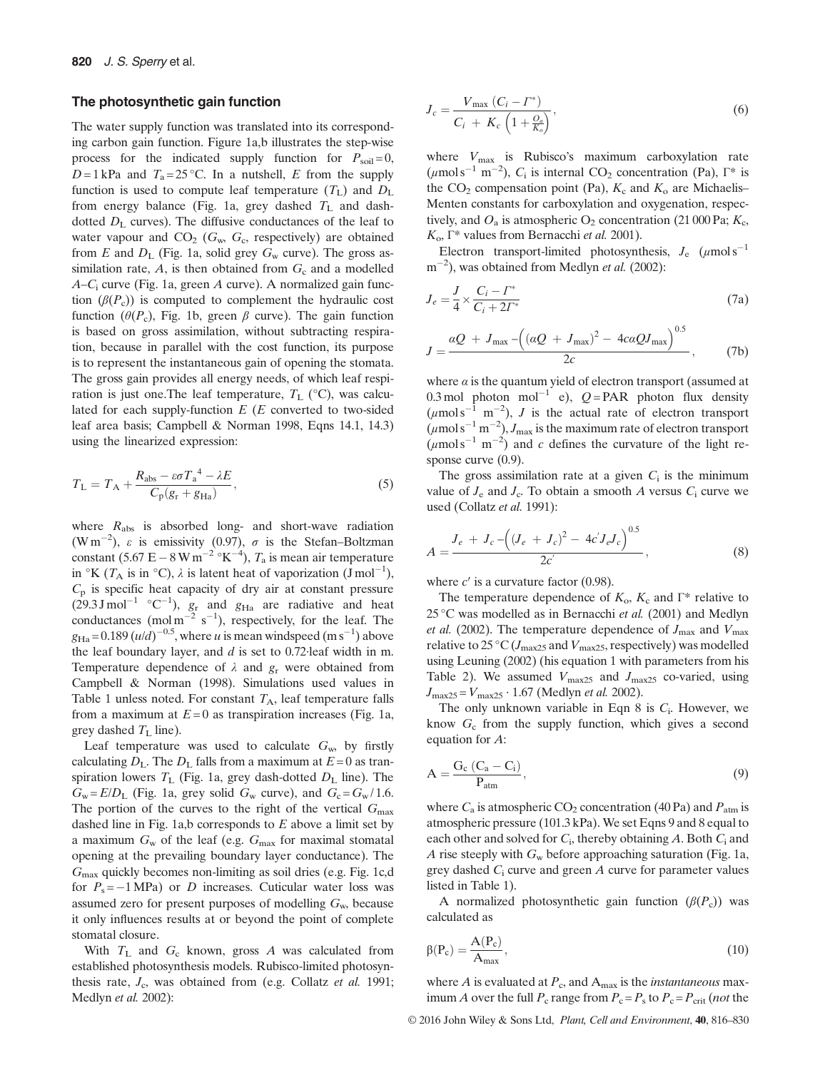### The photosynthetic gain function

The water supply function was translated into its corresponding carbon gain function. Figure 1a,b illustrates the step-wise process for the indicated supply function for $P_{soil} = 0$, $D = 1$ kPa and $T_a = 25\,°C$. In a nutshell, $E$ from the supply function is used to compute leaf temperature ($T_L$) and $D_L$ from energy balance (Fig. 1a, grey dashed $T_L$ and dash-dotted $D_L$ curves). The diffusive conductances of the leaf to water vapour and $CO_2$ ($G_w$, $G_c$, respectively) are obtained from $E$ and $D_L$ (Fig. 1a, solid grey $G_w$ curve). The gross assimilation rate, $A$, is then obtained from $G_c$ and a modelled $A$–$C_i$ curve (Fig. 1a, green $A$ curve). A normalized gain function ($\beta(P_c)$) is computed to complement the hydraulic cost function ($\theta(P_c)$, Fig. 1b, green $\beta$ curve). The gain function is based on gross assimilation, without subtracting respiration, because in parallel with the cost function, its purpose is to represent the instantaneous gain of opening the stomata. The gross gain provides all energy needs, of which leaf respiration is just one.The leaf temperature, $T_L$ (°C), was calculated for each supply-function $E$ ($E$ converted to two-sided leaf area basis; Campbell & Norman 1998, Eqns 14.1, 14.3) using the linearized expression:

$$T_L = T_A + \frac{R_{abs} - \varepsilon\sigma {T_a}^4 - \lambda E}{C_p(g_r + g_{Ha})}, \tag{5}$$

where $R_{abs}$ is absorbed long- and short-wave radiation ($W\,m^{-2}$), $\varepsilon$ is emissivity (0.97), $\sigma$ is the Stefan–Boltzman constant (5.67 E − 8 $W\,m^{-2}\,°K^{-4}$), $T_a$ is mean air temperature in °K ($T_A$ is in °C), $\lambda$ is latent heat of vaporization ($J\,mol^{-1}$), $C_p$ is specific heat capacity of dry air at constant pressure (29.3 $J\,mol^{-1}\,°C^{-1}$), $g_r$ and $g_{Ha}$ are radiative and heat conductances ($mol\,m^{-2}\,s^{-1}$), respectively, for the leaf. The $g_{Ha} = 0.189\,(u/d)^{-0.5}$, where $u$ is mean windspeed ($m\,s^{-1}$) above the leaf boundary layer, and $d$ is set to 0.72·leaf width in m. Temperature dependence of $\lambda$ and $g_r$ were obtained from Campbell & Norman (1998). Simulations used values in Table 1 unless noted. For constant $T_A$, leaf temperature falls from a maximum at $E = 0$ as transpiration increases (Fig. 1a, grey dashed $T_L$ line).

Leaf temperature was used to calculate $G_w$, by firstly calculating $D_L$. The $D_L$ falls from a maximum at $E = 0$ as transpiration lowers $T_L$ (Fig. 1a, grey dash-dotted $D_L$ line). The $G_w = E/D_L$ (Fig. 1a, grey solid $G_w$ curve), and $G_c = G_w/1.6$. The portion of the curves to the right of the vertical $G_{max}$ dashed line in Fig. 1a,b corresponds to $E$ above a limit set by a maximum $G_w$ of the leaf (e.g. $G_{max}$ for maximal stomatal opening at the prevailing boundary layer conductance). The $G_{max}$ quickly becomes non-limiting as soil dries (e.g. Fig. 1c,d for $P_s = -1$ MPa) or $D$ increases. Cuticular water loss was assumed zero for present purposes of modelling $G_w$, because it only influences results at or beyond the point of complete stomatal closure.

With $T_L$ and $G_c$ known, gross $A$ was calculated from established photosynthesis models. Rubisco-limited photosynthesis rate, $J_c$, was obtained from (e.g. Collatz *et al.* 1991; Medlyn *et al.* 2002):

$$J_c = \frac{V_{max}\,(C_i - \Gamma^*)}{C_i + K_c\left(1 + \frac{O_a}{K_o}\right)}, \tag{6}$$

where $V_{max}$ is Rubisco's maximum carboxylation rate ($\mu mol\,s^{-1}\,m^{-2}$), $C_i$ is internal $CO_2$ concentration (Pa), $\Gamma^*$ is the $CO_2$ compensation point (Pa), $K_c$ and $K_o$ are Michaelis–Menten constants for carboxylation and oxygenation, respectively, and $O_a$ is atmospheric $O_2$ concentration (21 000 Pa; $K_c$, $K_o$, $\Gamma^*$ values from Bernacchi *et al.* 2001).

Electron transport-limited photosynthesis, $J_e$ ($\mu mol\,s^{-1}\,m^{-2}$), was obtained from Medlyn *et al.* (2002):

$$J_e = \frac{J}{4} \times \frac{C_i - \Gamma^*}{C_i + 2\Gamma^*} \tag{7a}$$

$$J = \frac{\alpha Q + J_{max} - \left((\alpha Q + J_{max})^2 - 4c\alpha Q J_{max}\right)^{0.5}}{2c}, \tag{7b}$$

where $\alpha$ is the quantum yield of electron transport (assumed at 0.3 mol photon $mol^{-1}$ e), $Q$ = PAR photon flux density ($\mu mol\,s^{-1}\,m^{-2}$), $J$ is the actual rate of electron transport ($\mu mol\,s^{-1}\,m^{-2}$), $J_{max}$ is the maximum rate of electron transport ($\mu mol\,s^{-1}\,m^{-2}$) and $c$ defines the curvature of the light response curve (0.9).

The gross assimilation rate at a given $C_i$ is the minimum value of $J_e$ and $J_c$. To obtain a smooth $A$ versus $C_i$ curve we used (Collatz *et al.* 1991):

$$A = \frac{J_e + J_c - \left((J_e + J_c)^2 - 4c' J_e J_c\right)^{0.5}}{2c'}, \tag{8}$$

where $c'$ is a curvature factor (0.98).

The temperature dependence of $K_o$, $K_c$ and $\Gamma^*$ relative to 25 °C was modelled as in Bernacchi *et al.* (2001) and Medlyn *et al.* (2002). The temperature dependence of $J_{max}$ and $V_{max}$ relative to 25 °C ($J_{max25}$ and $V_{max25}$, respectively) was modelled using Leuning (2002) (his equation 1 with parameters from his Table 2). We assumed $V_{max25}$ and $J_{max25}$ co-varied, using $J_{max25} = V_{max25} \cdot 1.67$ (Medlyn *et al.* 2002).

The only unknown variable in Eqn 8 is $C_i$. However, we know $G_c$ from the supply function, which gives a second equation for $A$:

$$A = \frac{G_c\,(C_a - C_i)}{P_{atm}}, \tag{9}$$

where $C_a$ is atmospheric $CO_2$ concentration (40 Pa) and $P_{atm}$ is atmospheric pressure (101.3 kPa). We set Eqns 9 and 8 equal to each other and solved for $C_i$, thereby obtaining $A$. Both $C_i$ and $A$ rise steeply with $G_w$ before approaching saturation (Fig. 1a, grey dashed $C_i$ curve and green $A$ curve for parameter values listed in Table 1).

A normalized photosynthetic gain function ($\beta(P_c)$) was calculated as

$$\beta(P_c) = \frac{A(P_c)}{A_{max}}, \tag{10}$$

where $A$ is evaluated at $P_c$, and $A_{max}$ is the *instantaneous* maximum $A$ over the full $P_c$ range from $P_c = P_s$ to $P_c = P_{crit}$ (*not* the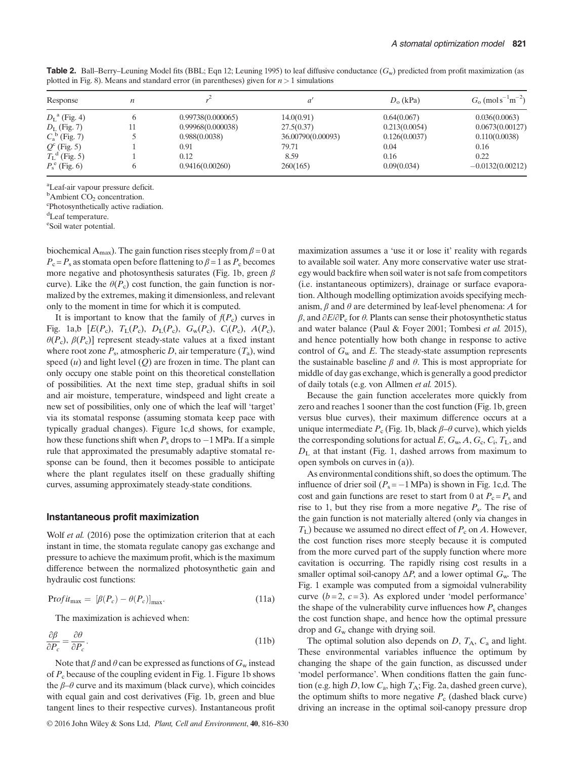**Table 2.** Ball–Berry–Leuning Model fits (BBL; Eqn 12; Leuning 1995) to leaf diffusive conductance ($G_w$) predicted from profit maximization (as plotted in Fig. 8). Means and standard error (in parentheses) given for $n > 1$ simulations

| Response | $n$ | $r^2$ | $a'$ | $D_o$ (kPa) | $G_o$ ($\text{mol s}^{-1}\text{m}^{-2}$) |
|---|---|---|---|---|---|
| $D_L$[a] (Fig. 4) | 6 | 0.99738(0.000065) | 14.0(0.91) | 0.64(0.067) | 0.036(0.0063) |
| $D_L$ (Fig. 7) | 11 | 0.99968(0.000038) | 27.5(0.37) | 0.213(0.0054) | 0.0673(0.00127) |
| $C_a$[b] (Fig. 7) | 5 | 0.988(0.0038) | 36.00790(0.00093) | 0.126(0.0037) | 0.110(0.0038) |
| $Q$[c] (Fig. 5) | 1 | 0.91 | 79.71 | 0.04 | 0.16 |
| $T_L$[d] (Fig. 5) | 1 | 0.12 | 8.59 | 0.16 | 0.22 |
| $P_s$[e] (Fig. 6) | 6 | 0.9416(0.00260) | 260(165) | 0.09(0.034) | −0.0132(0.00212) |

[a]Leaf-air vapour pressure deficit.
[b]Ambient $CO_2$ concentration.
[c]Photosynthetically active radiation.
[d]Leaf temperature.
[e]Soil water potential.

biochemical $A_{max}$). The gain function rises steeply from $\beta = 0$ at $P_c = P_s$ as stomata open before flattening to $\beta = 1$ as $P_c$ becomes more negative and photosynthesis saturates (Fig. 1b, green $\beta$ curve). Like the $\theta(P_c)$ cost function, the gain function is normalized by the extremes, making it dimensionless, and relevant only to the moment in time for which it is computed.

It is important to know that the family of $f(P_c)$ curves in Fig. 1a,b [$E(P_c)$, $T_L(P_c)$, $D_L(P_c)$, $G_w(P_c)$, $C_i(P_c)$, $A(P_c)$, $\theta(P_c)$, $\beta(P_c)$] represent steady-state values at a fixed instant where root zone $P_s$, atmospheric $D$, air temperature ($T_a$), wind speed ($u$) and light level ($Q$) are frozen in time. The plant can only occupy one stable point on this theoretical constellation of possibilities. At the next time step, gradual shifts in soil and air moisture, temperature, windspeed and light create a new set of possibilities, only one of which the leaf will 'target' via its stomatal response (assuming stomata keep pace with typically gradual changes). Figure 1c,d shows, for example, how these functions shift when $P_s$ drops to −1 MPa. If a simple rule that approximated the presumably adaptive stomatal response can be found, then it becomes possible to anticipate where the plant regulates itself on these gradually shifting curves, assuming approximately steady-state conditions.

## Instantaneous profit maximization

Wolf *et al.* (2016) pose the optimization criterion that at each instant in time, the stomata regulate canopy gas exchange and pressure to achieve the maximum profit, which is the maximum difference between the normalized photosynthetic gain and hydraulic cost functions:

$$\mathrm{Profit}_{max} = [\beta(P_c) - \theta(P_c)]_{max}. \tag{11a}$$

The maximization is achieved when:

$$\frac{\partial \beta}{\partial P_c} = \frac{\partial \theta}{\partial P_c}. \tag{11b}$$

Note that $\beta$ and $\theta$ can be expressed as functions of $G_w$ instead of $P_c$ because of the coupling evident in Fig. 1. Figure 1b shows the $\beta$–$\theta$ curve and its maximum (black curve), which coincides with equal gain and cost derivatives (Fig. 1b, green and blue tangent lines to their respective curves). Instantaneous profit maximization assumes a 'use it or lose it' reality with regards to available soil water. Any more conservative water use strategy would backfire when soil water is not safe from competitors (i.e. instantaneous optimizers), drainage or surface evaporation. Although modelling optimization avoids specifying mechanism, $\beta$ and $\theta$ are determined by leaf-level phenomena: $A$ for $\beta$, and $\partial E/\partial P_c$ for $\theta$. Plants can sense their photosynthetic status and water balance (Paul & Foyer 2001; Tombesi *et al.* 2015), and hence potentially how both change in response to active control of $G_w$ and $E$. The steady-state assumption represents the sustainable baseline $\beta$ and $\theta$. This is most appropriate for middle of day gas exchange, which is generally a good predictor of daily totals (e.g. von Allmen *et al.* 2015).

Because the gain function accelerates more quickly from zero and reaches 1 sooner than the cost function (Fig. 1b, green versus blue curves), their maximum difference occurs at a unique intermediate $P_c$ (Fig. 1b, black $\beta$–$\theta$ curve), which yields the corresponding solutions for actual $E$, $G_w$, $A$, $G_c$, $C_i$, $T_L$, and $D_L$ at that instant (Fig. 1, dashed arrows from maximum to open symbols on curves in (a)).

As environmental conditions shift, so does the optimum. The influence of drier soil ($P_s = -1$ MPa) is shown in Fig. 1c,d. The cost and gain functions are reset to start from 0 at $P_c = P_s$ and rise to 1, but they rise from a more negative $P_s$. The rise of the gain function is not materially altered (only via changes in $T_L$) because we assumed no direct effect of $P_c$ on $A$. However, the cost function rises more steeply because it is computed from the more curved part of the supply function where more cavitation is occurring. The rapidly rising cost results in a smaller optimal soil-canopy $\Delta P$, and a lower optimal $G_w$. The Fig. 1 example was computed from a sigmoidal vulnerability curve ($b = 2$, $c = 3$). As explored under 'model performance' the shape of the vulnerability curve influences how $P_s$ changes the cost function shape, and hence how the optimal pressure drop and $G_w$ change with drying soil.

The optimal solution also depends on $D$, $T_A$, $C_a$ and light. These environmental variables influence the optimum by changing the shape of the gain function, as discussed under 'model performance'. When conditions flatten the gain function (e.g. high $D$, low $C_a$, high $T_A$; Fig. 2a, dashed green curve), the optimum shifts to more negative $P_c$ (dashed black curve) driving an increase in the optimal soil-canopy pressure drop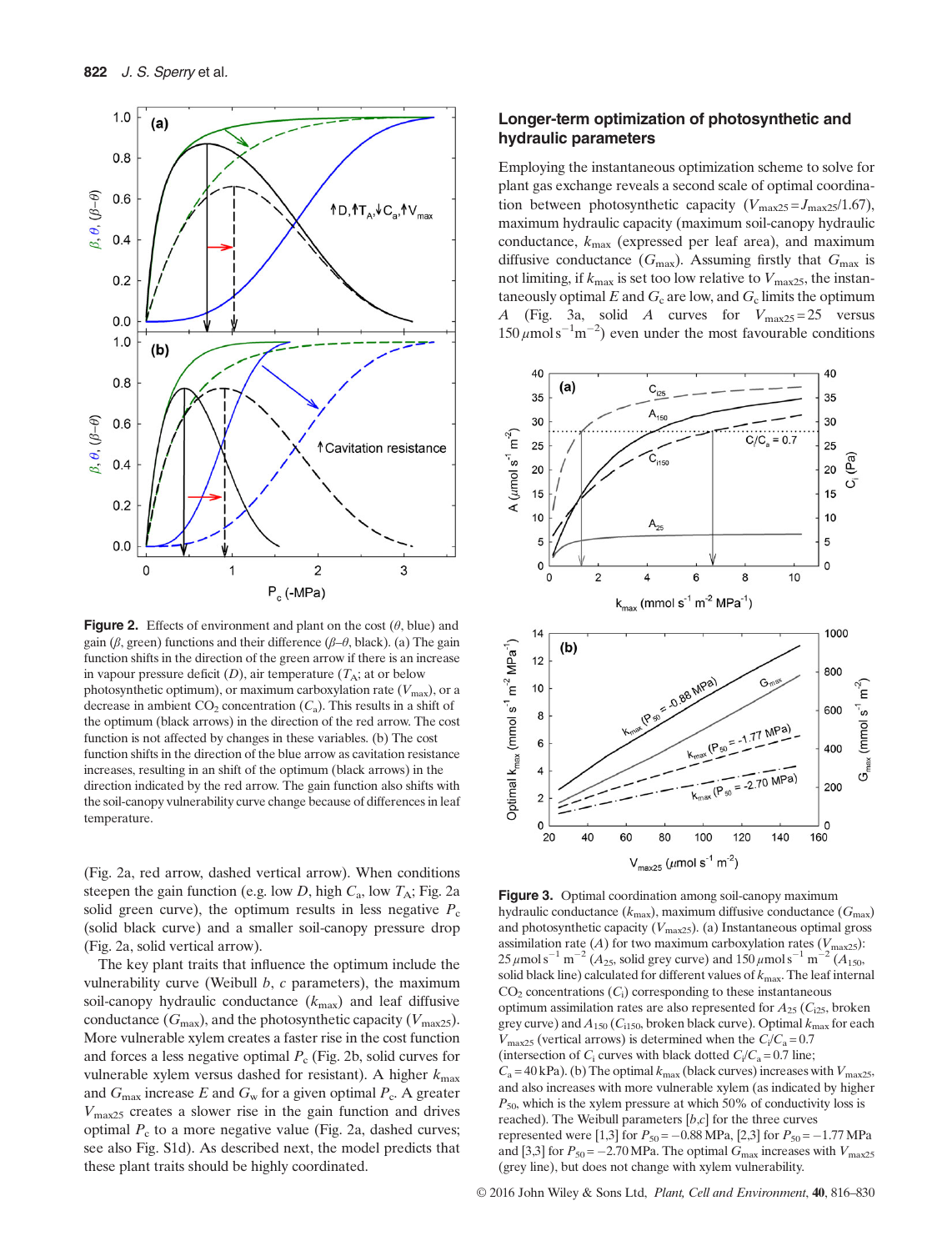**Figure 2.** Effects of environment and plant on the cost ($\theta$, blue) and gain ($\beta$, green) functions and their difference ($\beta$–$\theta$, black). (a) The gain function shifts in the direction of the green arrow if there is an increase in vapour pressure deficit ($D$), air temperature ($T_A$; at or below photosynthetic optimum), or maximum carboxylation rate ($V_{max}$), or a decrease in ambient $CO_2$ concentration ($C_a$). This results in a shift of the optimum (black arrows) in the direction of the red arrow. The cost function is not affected by changes in these variables. (b) The cost function shifts in the direction of the blue arrow as cavitation resistance increases, resulting in an shift of the optimum (black arrows) in the direction indicated by the red arrow. The gain function also shifts with the soil-canopy vulnerability curve change because of differences in leaf temperature.

(Fig. 2a, red arrow, dashed vertical arrow). When conditions steepen the gain function (e.g. low $D$, high $C_a$, low $T_A$; Fig. 2a solid green curve), the optimum results in less negative $P_c$ (solid black curve) and a smaller soil-canopy pressure drop (Fig. 2a, solid vertical arrow).

The key plant traits that influence the optimum include the vulnerability curve (Weibull $b$, $c$ parameters), the maximum soil-canopy hydraulic conductance ($k_{max}$) and leaf diffusive conductance ($G_{max}$), and the photosynthetic capacity ($V_{max25}$). More vulnerable xylem creates a faster rise in the cost function and forces a less negative optimal $P_c$ (Fig. 2b, solid curves for vulnerable xylem versus dashed for resistant). A higher $k_{max}$ and $G_{max}$ increase $E$ and $G_w$ for a given optimal $P_c$. A greater $V_{max25}$ creates a slower rise in the gain function and drives optimal $P_c$ to a more negative value (Fig. 2a, dashed curves; see also Fig. S1d). As described next, the model predicts that these plant traits should be highly coordinated.

## Longer-term optimization of photosynthetic and hydraulic parameters

Employing the instantaneous optimization scheme to solve for plant gas exchange reveals a second scale of optimal coordination between photosynthetic capacity ($V_{max25} = J_{max25}/1.67$), maximum hydraulic capacity (maximum soil-canopy hydraulic conductance, $k_{max}$ (expressed per leaf area), and maximum diffusive conductance ($G_{max}$). Assuming firstly that $G_{max}$ is not limiting, if $k_{max}$ is set too low relative to $V_{max25}$, the instantaneously optimal $E$ and $G_c$ are low, and $G_c$ limits the optimum $A$ (Fig. 3a, solid $A$ curves for $V_{max25} = 25$ versus $150\,\mu\mathrm{mol\,s^{-1}m^{-2}}$) even under the most favourable conditions

**Figure 3.** Optimal coordination among soil-canopy maximum hydraulic conductance ($k_{max}$), maximum diffusive conductance ($G_{max}$) and photosynthetic capacity ($V_{max25}$). (a) Instantaneous optimal gross assimilation rate ($A$) for two maximum carboxylation rates ($V_{max25}$): $25\,\mu\mathrm{mol\,s^{-1}\,m^{-2}}$ ($A_{25}$, solid grey curve) and $150\,\mu\mathrm{mol\,s^{-1}\,m^{-2}}$ ($A_{150}$, solid black line) calculated for different values of $k_{max}$. The leaf internal $CO_2$ concentrations ($C_i$) corresponding to these instantaneous optimum assimilation rates are also represented for $A_{25}$ ($C_{i25}$, broken grey curve) and $A_{150}$ ($C_{i150}$, broken black curve). Optimal $k_{max}$ for each $V_{max25}$ (vertical arrows) is determined when the $C_i/C_a = 0.7$ (intersection of $C_i$ curves with black dotted $C_i/C_a = 0.7$ line; $C_a = 40$ kPa). (b) The optimal $k_{max}$ (black curves) increases with $V_{max25}$, and also increases with more vulnerable xylem (as indicated by higher $P_{50}$, which is the xylem pressure at which 50% of conductivity loss is reached). The Weibull parameters [$b$,$c$] for the three curves represented were [1,3] for $P_{50} = -0.88$ MPa, [2,3] for $P_{50} = -1.77$ MPa and [3,3] for $P_{50} = -2.70$ MPa. The optimal $G_{max}$ increases with $V_{max25}$ (grey line), but does not change with xylem vulnerability.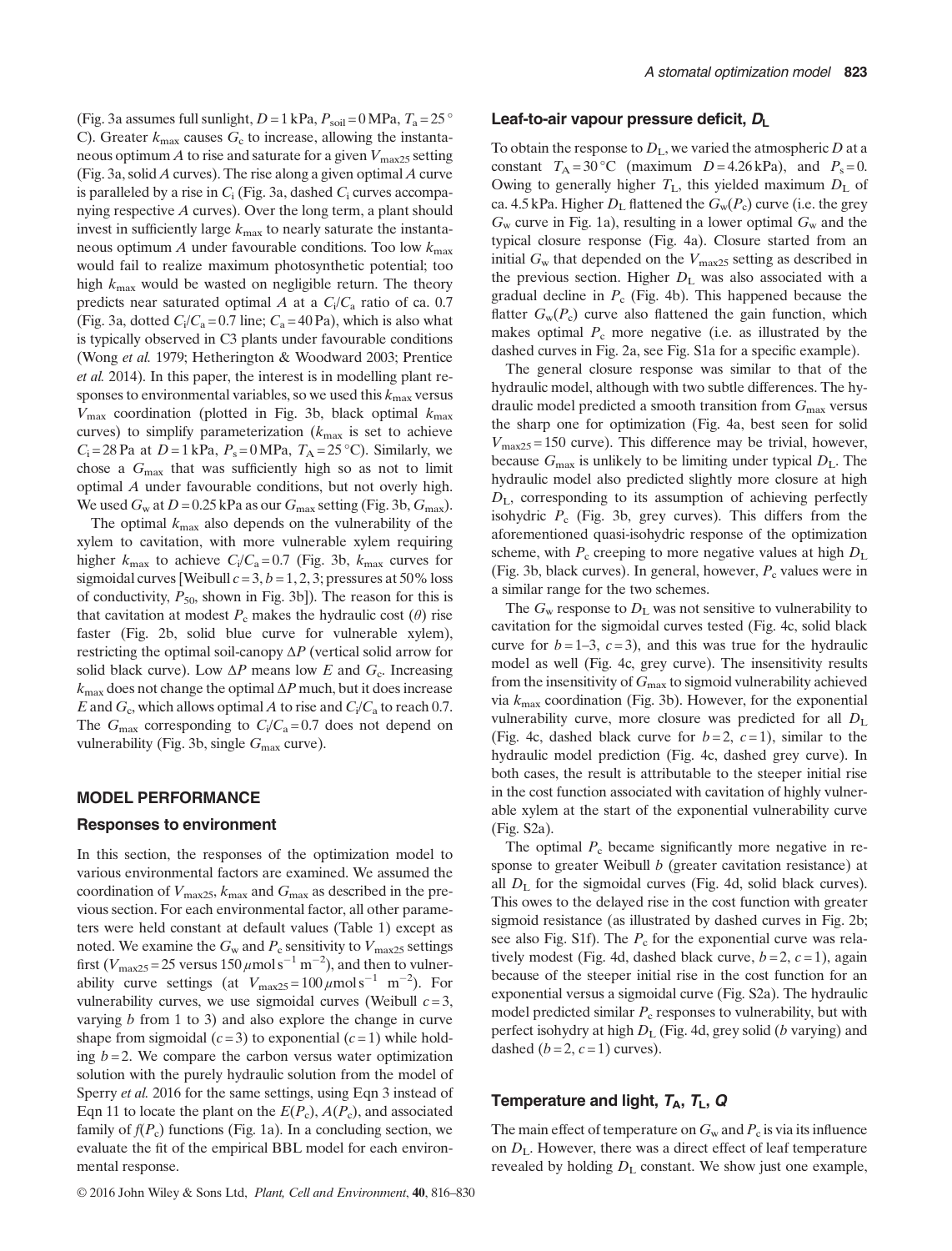(Fig. 3a assumes full sunlight, $D = 1$ kPa, $P_{soil} = 0$ MPa, $T_a = 25\,°$C). Greater $k_{max}$ causes $G_c$ to increase, allowing the instantaneous optimum $A$ to rise and saturate for a given $V_{max25}$ setting (Fig. 3a, solid $A$ curves). The rise along a given optimal $A$ curve is paralleled by a rise in $C_i$ (Fig. 3a, dashed $C_i$ curves accompanying respective $A$ curves). Over the long term, a plant should invest in sufficiently large $k_{max}$ to nearly saturate the instantaneous optimum $A$ under favourable conditions. Too low $k_{max}$ would fail to realize maximum photosynthetic potential; too high $k_{max}$ would be wasted on negligible return. The theory predicts near saturated optimal $A$ at a $C_i/C_a$ ratio of ca. 0.7 (Fig. 3a, dotted $C_i/C_a = 0.7$ line; $C_a = 40$ Pa), which is also what is typically observed in C3 plants under favourable conditions (Wong *et al.* 1979; Hetherington & Woodward 2003; Prentice *et al.* 2014). In this paper, the interest is in modelling plant responses to environmental variables, so we used this $k_{max}$ versus $V_{max}$ coordination (plotted in Fig. 3b, black optimal $k_{max}$ curves) to simplify parameterization ($k_{max}$ is set to achieve $C_i = 28$ Pa at $D = 1$ kPa, $P_s = 0$ MPa, $T_A = 25\,°$C). Similarly, we chose a $G_{max}$ that was sufficiently high so as not to limit optimal $A$ under favourable conditions, but not overly high. We used $G_w$ at $D = 0.25$ kPa as our $G_{max}$ setting (Fig. 3b, $G_{max}$).

The optimal $k_{max}$ also depends on the vulnerability of the xylem to cavitation, with more vulnerable xylem requiring higher $k_{max}$ to achieve $C_i/C_a = 0.7$ (Fig. 3b, $k_{max}$ curves for sigmoidal curves [Weibull $c = 3$, $b = 1, 2, 3$; pressures at 50% loss of conductivity, $P_{50}$, shown in Fig. 3b]). The reason for this is that cavitation at modest $P_c$ makes the hydraulic cost ($\theta$) rise faster (Fig. 2b, solid blue curve for vulnerable xylem), restricting the optimal soil-canopy $\Delta P$ (vertical solid arrow for solid black curve). Low $\Delta P$ means low $E$ and $G_c$. Increasing $k_{max}$ does not change the optimal $\Delta P$ much, but it does increase $E$ and $G_c$, which allows optimal $A$ to rise and $C_i/C_a$ to reach 0.7. The $G_{max}$ corresponding to $C_i/C_a = 0.7$ does not depend on vulnerability (Fig. 3b, single $G_{max}$ curve).

## MODEL PERFORMANCE

### Responses to environment

In this section, the responses of the optimization model to various environmental factors are examined. We assumed the coordination of $V_{max25}$, $k_{max}$ and $G_{max}$ as described in the previous section. For each environmental factor, all other parameters were held constant at default values (Table 1) except as noted. We examine the $G_w$ and $P_c$ sensitivity to $V_{max25}$ settings first ($V_{max25} = 25$ versus $150\,\mu$mol s$^{-1}$ m$^{-2}$), and then to vulnerability curve settings (at $V_{max25} = 100\,\mu$mol s$^{-1}$ m$^{-2}$). For vulnerability curves, we use sigmoidal curves (Weibull $c = 3$, varying $b$ from 1 to 3) and also explore the change in curve shape from sigmoidal ($c = 3$) to exponential ($c = 1$) while holding $b = 2$. We compare the carbon versus water optimization solution with the purely hydraulic solution from the model of Sperry *et al.* 2016 for the same settings, using Eqn 3 instead of Eqn 11 to locate the plant on the $E(P_c)$, $A(P_c)$, and associated family of $f(P_c)$ functions (Fig. 1a). In a concluding section, we evaluate the fit of the empirical BBL model for each environmental response.

### Leaf-to-air vapour pressure deficit, $D_L$

To obtain the response to $D_L$, we varied the atmospheric $D$ at a constant $T_A = 30\,°$C (maximum $D = 4.26$ kPa), and $P_s = 0$. Owing to generally higher $T_L$, this yielded maximum $D_L$ of ca. 4.5 kPa. Higher $D_L$ flattened the $G_w(P_c)$ curve (i.e. the grey $G_w$ curve in Fig. 1a), resulting in a lower optimal $G_w$ and the typical closure response (Fig. 4a). Closure started from an initial $G_w$ that depended on the $V_{max25}$ setting as described in the previous section. Higher $D_L$ was also associated with a gradual decline in $P_c$ (Fig. 4b). This happened because the flatter $G_w(P_c)$ curve also flattened the gain function, which makes optimal $P_c$ more negative (i.e. as illustrated by the dashed curves in Fig. 2a, see Fig. S1a for a specific example).

The general closure response was similar to that of the hydraulic model, although with two subtle differences. The hydraulic model predicted a smooth transition from $G_{max}$ versus the sharp one for optimization (Fig. 4a, best seen for solid $V_{max25} = 150$ curve). This difference may be trivial, however, because $G_{max}$ is unlikely to be limiting under typical $D_L$. The hydraulic model also predicted slightly more closure at high $D_L$, corresponding to its assumption of achieving perfectly isohydric $P_c$ (Fig. 3b, grey curves). This differs from the aforementioned quasi-isohydric response of the optimization scheme, with $P_c$ creeping to more negative values at high $D_L$ (Fig. 3b, black curves). In general, however, $P_c$ values were in a similar range for the two schemes.

The $G_w$ response to $D_L$ was not sensitive to vulnerability to cavitation for the sigmoidal curves tested (Fig. 4c, solid black curve for $b = 1$–3, $c = 3$), and this was true for the hydraulic model as well (Fig. 4c, grey curve). The insensitivity results from the insensitivity of $G_{max}$ to sigmoid vulnerability achieved via $k_{max}$ coordination (Fig. 3b). However, for the exponential vulnerability curve, more closure was predicted for all $D_L$ (Fig. 4c, dashed black curve for $b = 2$, $c = 1$), similar to the hydraulic model prediction (Fig. 4c, dashed grey curve). In both cases, the result is attributable to the steeper initial rise in the cost function associated with cavitation of highly vulnerable xylem at the start of the exponential vulnerability curve (Fig. S2a).

The optimal $P_c$ became significantly more negative in response to greater Weibull $b$ (greater cavitation resistance) at all $D_L$ for the sigmoidal curves (Fig. 4d, solid black curves). This owes to the delayed rise in the cost function with greater sigmoid resistance (as illustrated by dashed curves in Fig. 2b; see also Fig. S1f). The $P_c$ for the exponential curve was relatively modest (Fig. 4d, dashed black curve, $b = 2$, $c = 1$), again because of the steeper initial rise in the cost function for an exponential versus a sigmoidal curve (Fig. S2a). The hydraulic model predicted similar $P_c$ responses to vulnerability, but with perfect isohydry at high $D_L$ (Fig. 4d, grey solid ($b$ varying) and dashed ($b = 2$, $c = 1$) curves).

### Temperature and light, $T_A$, $T_L$, $Q$

The main effect of temperature on $G_w$ and $P_c$ is via its influence on $D_L$. However, there was a direct effect of leaf temperature revealed by holding $D_L$ constant. We show just one example,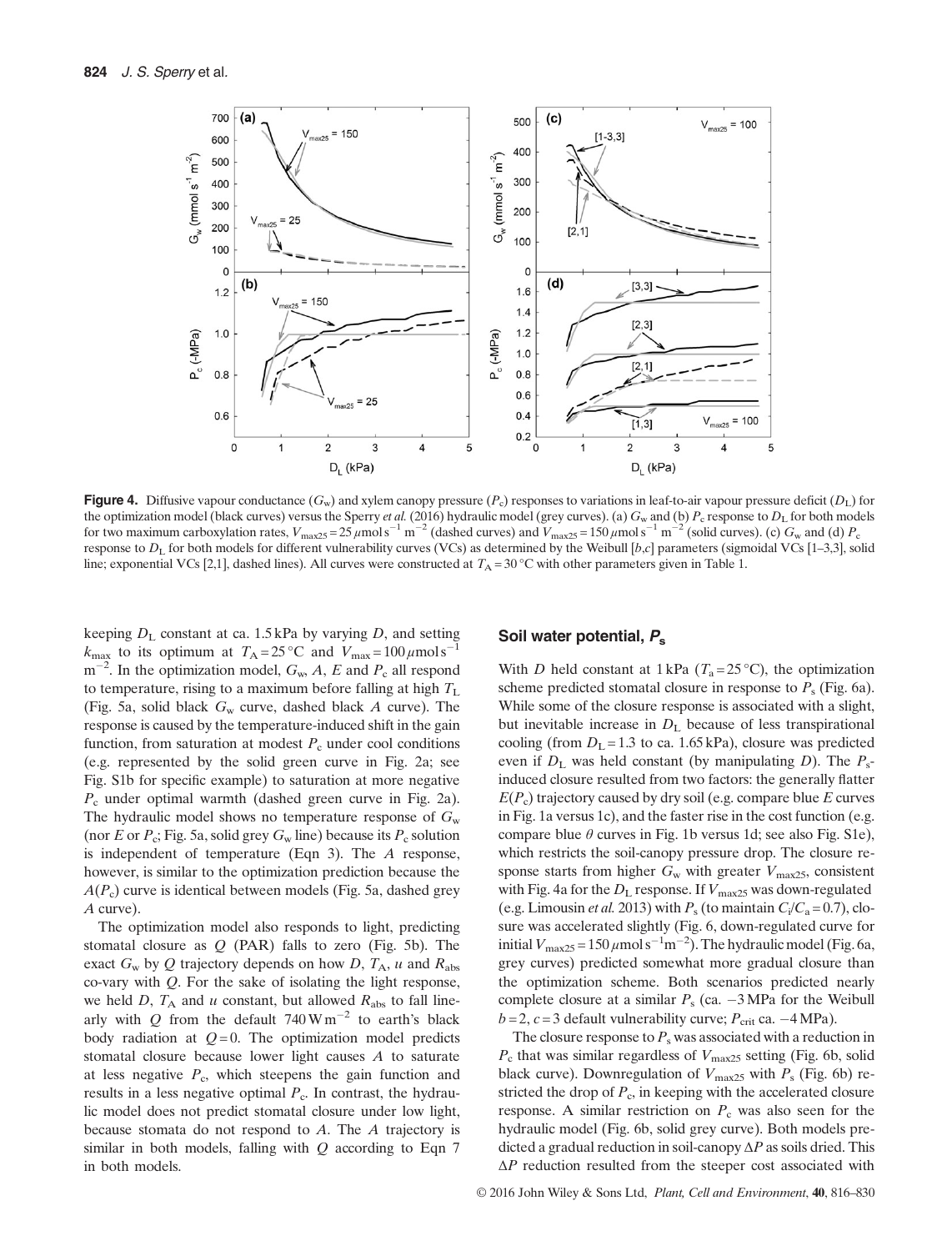**Figure 4.** Diffusive vapour conductance ($G_w$) and xylem canopy pressure ($P_c$) responses to variations in leaf-to-air vapour pressure deficit ($D_L$) for the optimization model (black curves) versus the Sperry *et al.* (2016) hydraulic model (grey curves). (a) $G_w$ and (b) $P_c$ response to $D_L$ for both models for two maximum carboxylation rates, $V_{max25} = 25\,\mu$mol s$^{-1}$ m$^{-2}$ (dashed curves) and $V_{max25} = 150\,\mu$mol s$^{-1}$ m$^{-2}$ (solid curves). (c) $G_w$ and (d) $P_c$ response to $D_L$ for both models for different vulnerability curves (VCs) as determined by the Weibull [$b$,$c$] parameters (sigmoidal VCs [1–3,3], solid line; exponential VCs [2,1], dashed lines). All curves were constructed at $T_A = 30\,°$C with other parameters given in Table 1.

keeping $D_L$ constant at ca. 1.5 kPa by varying $D$, and setting $k_{max}$ to its optimum at $T_A = 25\,°$C and $V_{max} = 100\,\mu$mol s$^{-1}$ m$^{-2}$. In the optimization model, $G_w$, $A$, $E$ and $P_c$ all respond to temperature, rising to a maximum before falling at high $T_L$ (Fig. 5a, solid black $G_w$ curve, dashed black $A$ curve). The response is caused by the temperature-induced shift in the gain function, from saturation at modest $P_c$ under cool conditions (e.g. represented by the solid green curve in Fig. 2a; see Fig. S1b for specific example) to saturation at more negative $P_c$ under optimal warmth (dashed green curve in Fig. 2a). The hydraulic model shows no temperature response of $G_w$ (nor $E$ or $P_c$; Fig. 5a, solid grey $G_w$ line) because its $P_c$ solution is independent of temperature (Eqn 3). The $A$ response, however, is similar to the optimization prediction because the $A(P_c)$ curve is identical between models (Fig. 5a, dashed grey $A$ curve).

The optimization model also responds to light, predicting stomatal closure as $Q$ (PAR) falls to zero (Fig. 5b). The exact $G_w$ by $Q$ trajectory depends on how $D$, $T_A$, $u$ and $R_{abs}$ co-vary with $Q$. For the sake of isolating the light response, we held $D$, $T_A$ and $u$ constant, but allowed $R_{abs}$ to fall linearly with $Q$ from the default 740 W m$^{-2}$ to earth's black body radiation at $Q = 0$. The optimization model predicts stomatal closure because lower light causes $A$ to saturate at less negative $P_c$, which steepens the gain function and results in a less negative optimal $P_c$. In contrast, the hydraulic model does not predict stomatal closure under low light, because stomata do not respond to $A$. The $A$ trajectory is similar in both models, falling with $Q$ according to Eqn 7 in both models.

## Soil water potential, $P_s$

With $D$ held constant at 1 kPa ($T_a = 25\,°$C), the optimization scheme predicted stomatal closure in response to $P_s$ (Fig. 6a). While some of the closure response is associated with a slight, but inevitable increase in $D_L$ because of less transpirational cooling (from $D_L = 1.3$ to ca. 1.65 kPa), closure was predicted even if $D_L$ was held constant (by manipulating $D$). The $P_s$-induced closure resulted from two factors: the generally flatter $E(P_c)$ trajectory caused by dry soil (e.g. compare blue $E$ curves in Fig. 1a versus 1c), and the faster rise in the cost function (e.g. compare blue $\theta$ curves in Fig. 1b versus 1d; see also Fig. S1e), which restricts the soil-canopy pressure drop. The closure response starts from higher $G_w$ with greater $V_{max25}$, consistent with Fig. 4a for the $D_L$ response. If $V_{max25}$ was down-regulated (e.g. Limousin *et al.* 2013) with $P_s$ (to maintain $C_i/C_a = 0.7$), closure was accelerated slightly (Fig. 6, down-regulated curve for initial $V_{max25} = 150\,\mu$mol s$^{-1}$m$^{-2}$). The hydraulic model (Fig. 6a, grey curves) predicted somewhat more gradual closure than the optimization scheme. Both scenarios predicted nearly complete closure at a similar $P_s$ (ca. −3 MPa for the Weibull $b = 2$, $c = 3$ default vulnerability curve; $P_{crit}$ ca. −4 MPa).

The closure response to $P_s$ was associated with a reduction in $P_c$ that was similar regardless of $V_{max25}$ setting (Fig. 6b, solid black curve). Downregulation of $V_{max25}$ with $P_s$ (Fig. 6b) restricted the drop of $P_c$, in keeping with the accelerated closure response. A similar restriction on $P_c$ was also seen for the hydraulic model (Fig. 6b, solid grey curve). Both models predicted a gradual reduction in soil-canopy $\Delta P$ as soils dried. This $\Delta P$ reduction resulted from the steeper cost associated with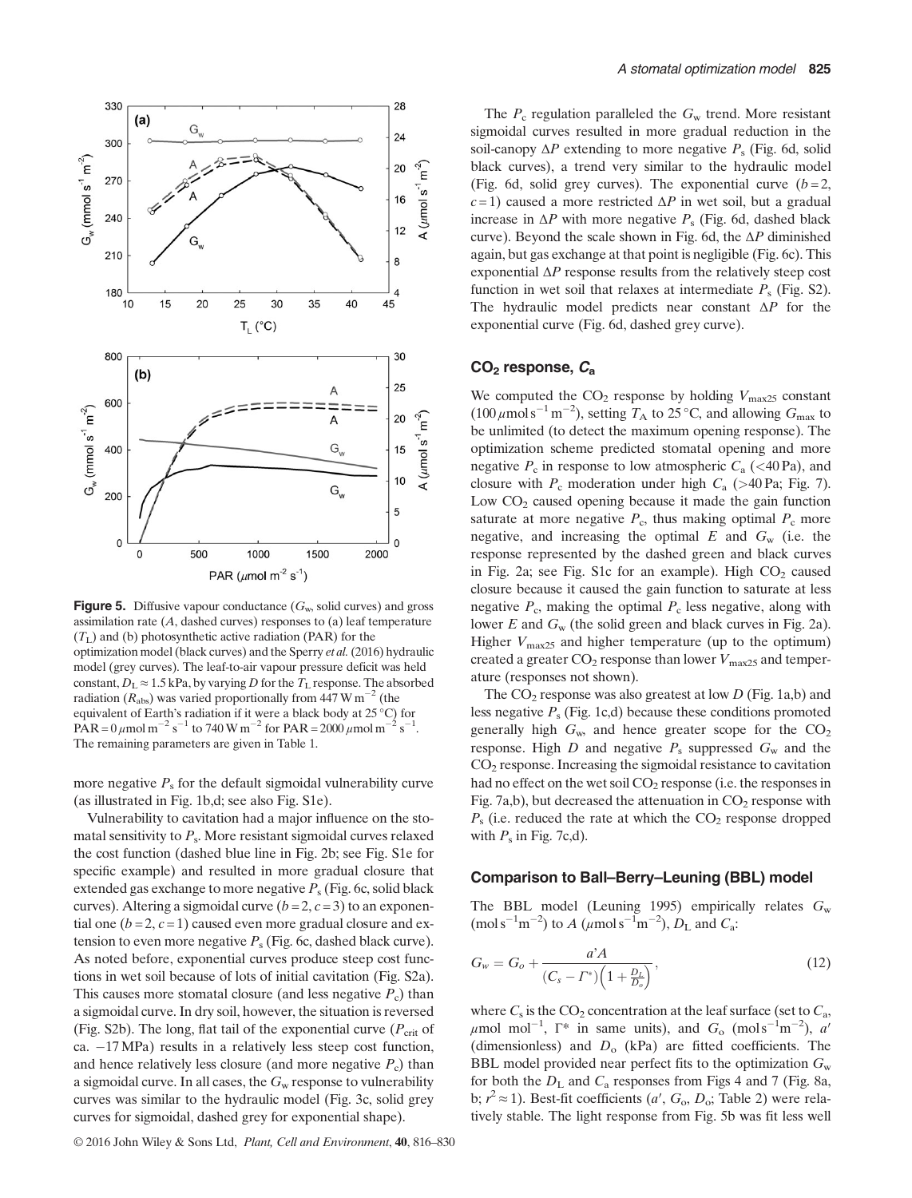**Figure 5.** Diffusive vapour conductance ($G_w$, solid curves) and gross assimilation rate ($A$, dashed curves) responses to (a) leaf temperature ($T_L$) and (b) photosynthetic active radiation (PAR) for the optimization model (black curves) and the Sperry *et al.* (2016) hydraulic model (grey curves). The leaf-to-air vapour pressure deficit was held constant, $D_L \approx 1.5$ kPa, by varying $D$ for the $T_L$ response. The absorbed radiation ($R_{abs}$) was varied proportionally from 447 W m$^{-2}$ (the equivalent of Earth's radiation if it were a black body at 25 °C) for PAR = 0 $\mu$mol m$^{-2}$ s$^{-1}$ to 740 W m$^{-2}$ for PAR = 2000 $\mu$mol m$^{-2}$ s$^{-1}$. The remaining parameters are given in Table 1.

more negative $P_s$ for the default sigmoidal vulnerability curve (as illustrated in Fig. 1b,d; see also Fig. S1e).

Vulnerability to cavitation had a major influence on the stomatal sensitivity to $P_s$. More resistant sigmoidal curves relaxed the cost function (dashed blue line in Fig. 2b; see Fig. S1e for specific example) and resulted in more gradual closure that extended gas exchange to more negative $P_s$ (Fig. 6c, solid black curves). Altering a sigmoidal curve ($b = 2$, $c = 3$) to an exponential one ($b = 2$, $c = 1$) caused even more gradual closure and extension to even more negative $P_s$ (Fig. 6c, dashed black curve). As noted before, exponential curves produce steep cost functions in wet soil because of lots of initial cavitation (Fig. S2a). This causes more stomatal closure (and less negative $P_c$) than a sigmoidal curve. In dry soil, however, the situation is reversed (Fig. S2b). The long, flat tail of the exponential curve ($P_{crit}$ of ca. −17 MPa) results in a relatively less steep cost function, and hence relatively less closure (and more negative $P_c$) than a sigmoidal curve. In all cases, the $G_w$ response to vulnerability curves was similar to the hydraulic model (Fig. 3c, solid grey curves for sigmoidal, dashed grey for exponential shape).

The $P_c$ regulation paralleled the $G_w$ trend. More resistant sigmoidal curves resulted in more gradual reduction in the soil-canopy $\Delta P$ extending to more negative $P_s$ (Fig. 6d, solid black curves), a trend very similar to the hydraulic model (Fig. 6d, solid grey curves). The exponential curve ($b = 2$, $c = 1$) caused a more restricted $\Delta P$ in wet soil, but a gradual increase in $\Delta P$ with more negative $P_s$ (Fig. 6d, dashed black curve). Beyond the scale shown in Fig. 6d, the $\Delta P$ diminished again, but gas exchange at that point is negligible (Fig. 6c). This exponential $\Delta P$ response results from the relatively steep cost function in wet soil that relaxes at intermediate $P_s$ (Fig. S2). The hydraulic model predicts near constant $\Delta P$ for the exponential curve (Fig. 6d, dashed grey curve).

## $CO_2$ response, $C_a$

We computed the $CO_2$ response by holding $V_{max25}$ constant (100 $\mu$mol s$^{-1}$ m$^{-2}$), setting $T_A$ to 25 °C, and allowing $G_{max}$ to be unlimited (to detect the maximum opening response). The optimization scheme predicted stomatal opening and more negative $P_c$ in response to low atmospheric $C_a$ (<40 Pa), and closure with $P_c$ moderation under high $C_a$ (>40 Pa; Fig. 7). Low $CO_2$ caused opening because it made the gain function saturate at more negative $P_c$, thus making optimal $P_c$ more negative, and increasing the optimal $E$ and $G_w$ (i.e. the response represented by the dashed green and black curves in Fig. 2a; see Fig. S1c for an example). High $CO_2$ caused closure because it caused the gain function to saturate at less negative $P_c$, making the optimal $P_c$ less negative, along with lower $E$ and $G_w$ (the solid green and black curves in Fig. 2a). Higher $V_{max25}$ and higher temperature (up to the optimum) created a greater $CO_2$ response than lower $V_{max25}$ and temperature (responses not shown).

The $CO_2$ response was also greatest at low $D$ (Fig. 1a,b) and less negative $P_s$ (Fig. 1c,d) because these conditions promoted generally high $G_w$, and hence greater scope for the $CO_2$ response. High $D$ and negative $P_s$ suppressed $G_w$ and the $CO_2$ response. Increasing the sigmoidal resistance to cavitation had no effect on the wet soil $CO_2$ response (i.e. the responses in Fig. 7a,b), but decreased the attenuation in $CO_2$ response with $P_s$ (i.e. reduced the rate at which the $CO_2$ response dropped with $P_s$ in Fig. 7c,d).

### Comparison to Ball–Berry–Leuning (BBL) model

The BBL model (Leuning 1995) empirically relates $G_w$ (mol s$^{-1}$m$^{-2}$) to $A$ ($\mu$mol s$^{-1}$m$^{-2}$), $D_L$ and $C_a$:

$$G_w = G_o + \frac{a'A}{(C_s - \Gamma^*)\left(1 + \frac{D_L}{D_o}\right)}, \tag{12}$$

where $C_s$ is the $CO_2$ concentration at the leaf surface (set to $C_a$, $\mu$mol mol$^{-1}$, $\Gamma^*$ in same units), and $G_o$ (mol s$^{-1}$m$^{-2}$), $a'$ (dimensionless) and $D_o$ (kPa) are fitted coefficients. The BBL model provided near perfect fits to the optimization $G_w$ for both the $D_L$ and $C_a$ responses from Figs 4 and 7 (Fig. 8a, b; $r^2 \approx 1$). Best-fit coefficients ($a'$, $G_o$, $D_o$; Table 2) were relatively stable. The light response from Fig. 5b was fit less well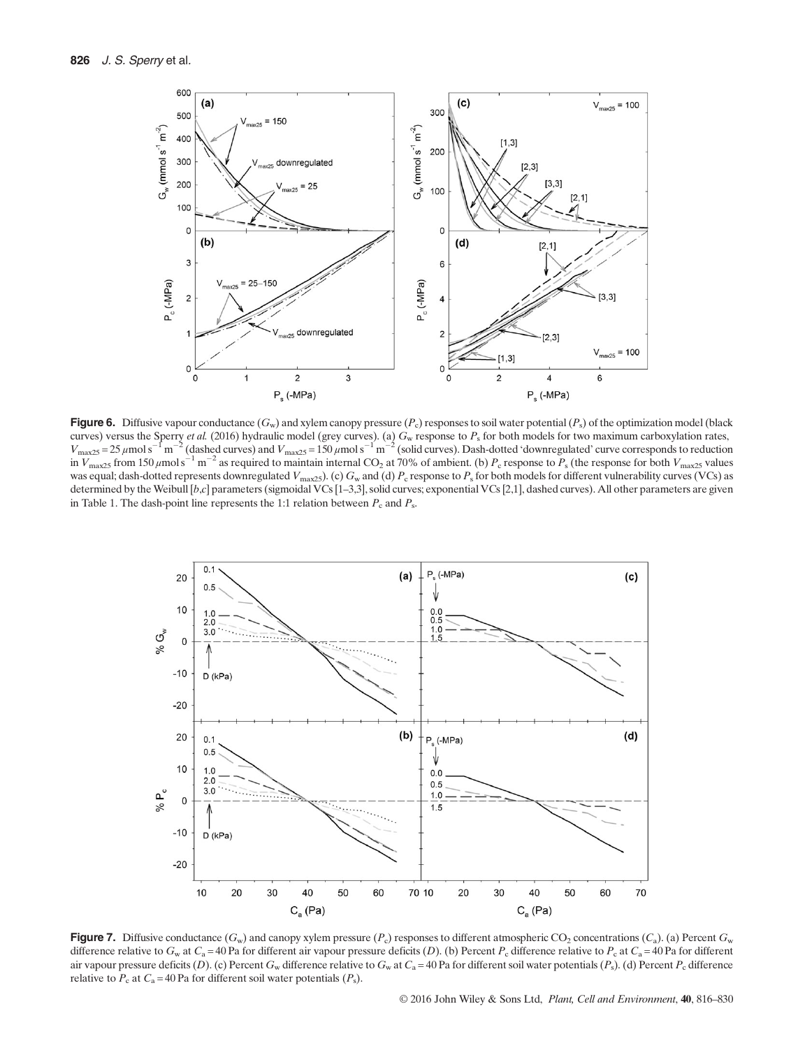**Figure 6.** Diffusive vapour conductance ($G_w$) and xylem canopy pressure ($P_c$) responses to soil water potential ($P_s$) of the optimization model (black curves) versus the Sperry *et al.* (2016) hydraulic model (grey curves). (a) $G_w$ response to $P_s$ for both models for two maximum carboxylation rates, $V_{max25} = 25\ \mu mol\ s^{-1}\ m^{-2}$ (dashed curves) and $V_{max25} = 150\ \mu mol\ s^{-1}\ m^{-2}$ (solid curves). Dash-dotted 'downregulated' curve corresponds to reduction in $V_{max25}$ from $150\ \mu mol\ s^{-1}\ m^{-2}$ as required to maintain internal $CO_2$ at 70% of ambient. (b) $P_c$ response to $P_s$ (the response for both $V_{max25}$ values was equal; dash-dotted represents downregulated $V_{max25}$). (c) $G_w$ and (d) $P_c$ response to $P_s$ for both models for different vulnerability curves (VCs) as determined by the Weibull [*b*,*c*] parameters (sigmoidal VCs [1–3,3], solid curves; exponential VCs [2,1], dashed curves). All other parameters are given in Table 1. The dash-point line represents the 1:1 relation between $P_c$ and $P_s$.

**Figure 7.** Diffusive conductance ($G_w$) and canopy xylem pressure ($P_c$) responses to different atmospheric $CO_2$ concentrations ($C_a$). (a) Percent $G_w$ difference relative to $G_w$ at $C_a = 40$ Pa for different air vapour pressure deficits ($D$). (b) Percent $P_c$ difference relative to $P_c$ at $C_a = 40$ Pa for different air vapour pressure deficits ($D$). (c) Percent $G_w$ difference relative to $G_w$ at $C_a = 40$ Pa for different soil water potentials ($P_s$). (d) Percent $P_c$ difference relative to $P_c$ at $C_a = 40$ Pa for different soil water potentials ($P_s$).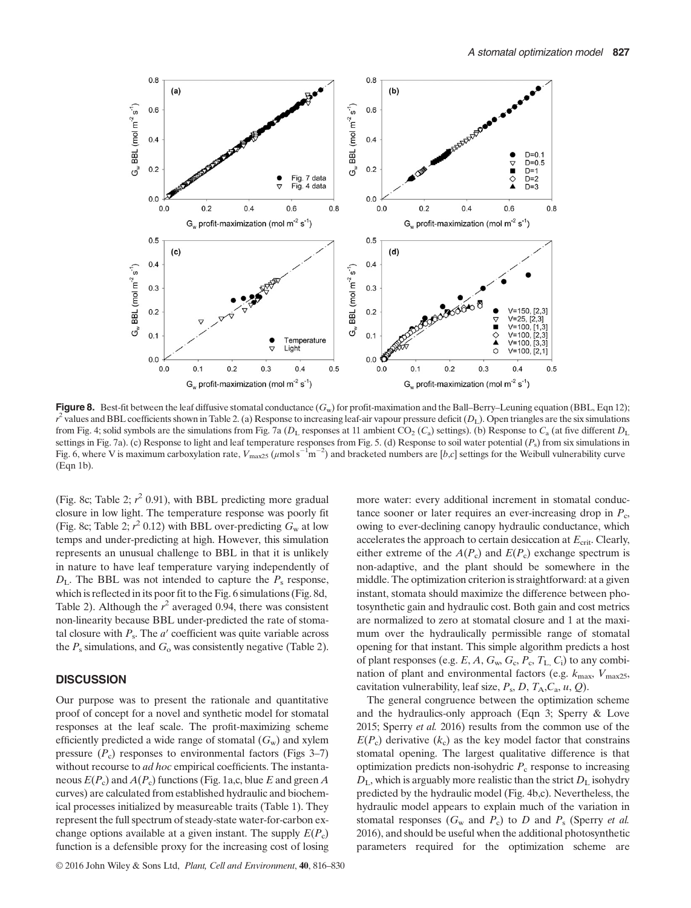**Figure 8.** Best-fit between the leaf diffusive stomatal conductance ($G_w$) for profit-maximation and the Ball–Berry–Leuning equation (BBL, Eqn 12); $r^2$ values and BBL coefficients shown in Table 2. (a) Response to increasing leaf-air vapour pressure deficit ($D_L$). Open triangles are the six simulations from Fig. 4; solid symbols are the simulations from Fig. 7a ($D_L$ responses at 11 ambient $CO_2$ ($C_a$) settings). (b) Response to $C_a$ (at five different $D_L$ settings in Fig. 7a). (c) Response to light and leaf temperature responses from Fig. 5. (d) Response to soil water potential ($P_s$) from six simulations in Fig. 6, where V is maximum carboxylation rate, $V_{max25}$ ($\mu$mol s$^{-1}$m$^{-2}$) and bracketed numbers are [b,c] settings for the Weibull vulnerability curve (Eqn 1b).

(Fig. 8c; Table 2; $r^2$ 0.91), with BBL predicting more gradual closure in low light. The temperature response was poorly fit (Fig. 8c; Table 2; $r^2$ 0.12) with BBL over-predicting $G_w$ at low temps and under-predicting at high. However, this simulation represents an unusual challenge to BBL in that it is unlikely in nature to have leaf temperature varying independently of $D_L$. The BBL was not intended to capture the $P_s$ response, which is reflected in its poor fit to the Fig. 6 simulations (Fig. 8d, Table 2). Although the $r^2$ averaged 0.94, there was consistent non-linearity because BBL under-predicted the rate of stomatal closure with $P_s$. The $a'$ coefficient was quite variable across the $P_s$ simulations, and $G_o$ was consistently negative (Table 2).

## DISCUSSION

Our purpose was to present the rationale and quantitative proof of concept for a novel and synthetic model for stomatal responses at the leaf scale. The profit-maximizing scheme efficiently predicted a wide range of stomatal ($G_w$) and xylem pressure ($P_c$) responses to environmental factors (Figs 3–7) without recourse to *ad hoc* empirical coefficients. The instantaneous $E(P_c)$ and $A(P_c)$ functions (Fig. 1a,c, blue $E$ and green $A$ curves) are calculated from established hydraulic and biochemical processes initialized by measureable traits (Table 1). They represent the full spectrum of steady-state water-for-carbon exchange options available at a given instant. The supply $E(P_c)$ function is a defensible proxy for the increasing cost of losing more water: every additional increment in stomatal conductance sooner or later requires an ever-increasing drop in $P_c$, owing to ever-declining canopy hydraulic conductance, which accelerates the approach to certain desiccation at $E_{crit}$. Clearly, either extreme of the $A(P_c)$ and $E(P_c)$ exchange spectrum is non-adaptive, and the plant should be somewhere in the middle. The optimization criterion is straightforward: at a given instant, stomata should maximize the difference between photosynthetic gain and hydraulic cost. Both gain and cost metrics are normalized to zero at stomatal closure and 1 at the maximum over the hydraulically permissible range of stomatal opening for that instant. This simple algorithm predicts a host of plant responses (e.g. $E$, $A$, $G_w$, $G_c$, $P_c$, $T_L$, $C_i$) to any combination of plant and environmental factors (e.g. $k_{max}$, $V_{max25}$, cavitation vulnerability, leaf size, $P_s$, $D$, $T_A$, $C_a$, $u$, $Q$).

The general congruence between the optimization scheme and the hydraulics-only approach (Eqn 3; Sperry & Love 2015; Sperry *et al.* 2016) results from the common use of the $E(P_c)$ derivative ($k_c$) as the key model factor that constrains stomatal opening. The largest qualitative difference is that optimization predicts non-isohydric $P_c$ response to increasing $D_L$, which is arguably more realistic than the strict $D_L$ isohydry predicted by the hydraulic model (Fig. 4b,c). Nevertheless, the hydraulic model appears to explain much of the variation in stomatal responses ($G_w$ and $P_c$) to $D$ and $P_s$ (Sperry *et al.* 2016), and should be useful when the additional photosynthetic parameters required for the optimization scheme are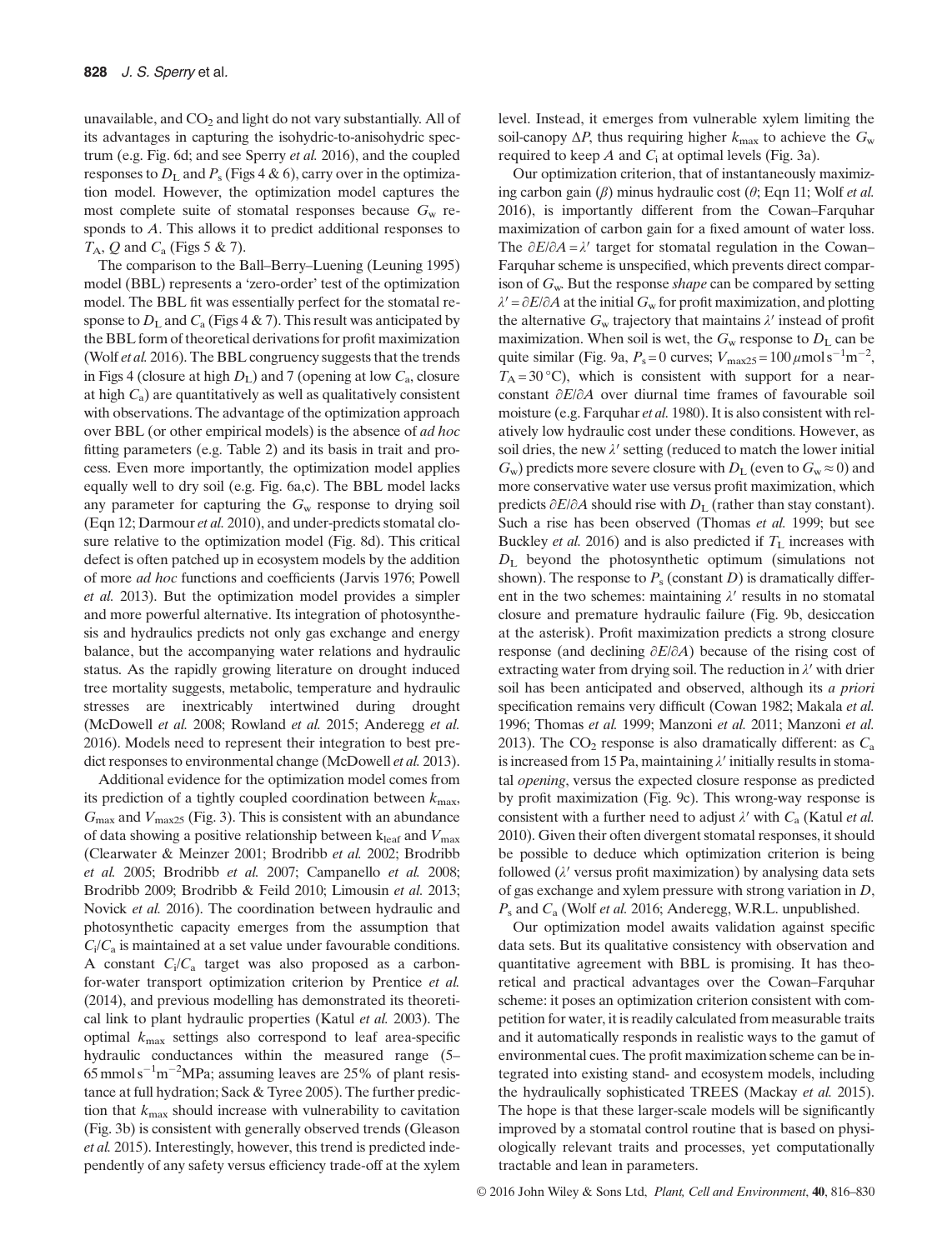unavailable, and $CO_2$ and light do not vary substantially. All of its advantages in capturing the isohydric-to-anisohydric spectrum (e.g. Fig. 6d; and see Sperry *et al.* 2016), and the coupled responses to $D_L$ and $P_s$ (Figs 4 & 6), carry over in the optimization model. However, the optimization model captures the most complete suite of stomatal responses because $G_w$ responds to $A$. This allows it to predict additional responses to $T_A$, $Q$ and $C_a$ (Figs 5 & 7).

The comparison to the Ball–Berry–Luening (Leuning 1995) model (BBL) represents a 'zero-order' test of the optimization model. The BBL fit was essentially perfect for the stomatal response to $D_L$ and $C_a$ (Figs 4 & 7). This result was anticipated by the BBL form of theoretical derivations for profit maximization (Wolf *et al.* 2016). The BBL congruency suggests that the trends in Figs 4 (closure at high $D_L$) and 7 (opening at low $C_a$, closure at high $C_a$) are quantitatively as well as qualitatively consistent with observations. The advantage of the optimization approach over BBL (or other empirical models) is the absence of *ad hoc* fitting parameters (e.g. Table 2) and its basis in trait and process. Even more importantly, the optimization model applies equally well to dry soil (e.g. Fig. 6a,c). The BBL model lacks any parameter for capturing the $G_w$ response to drying soil (Eqn 12; Darmour *et al.* 2010), and under-predicts stomatal closure relative to the optimization model (Fig. 8d). This critical defect is often patched up in ecosystem models by the addition of more *ad hoc* functions and coefficients (Jarvis 1976; Powell *et al.* 2013). But the optimization model provides a simpler and more powerful alternative. Its integration of photosynthesis and hydraulics predicts not only gas exchange and energy balance, but the accompanying water relations and hydraulic status. As the rapidly growing literature on drought induced tree mortality suggests, metabolic, temperature and hydraulic stresses are inextricably intertwined during drought (McDowell *et al.* 2008; Rowland *et al.* 2015; Anderegg *et al.* 2016). Models need to represent their integration to best predict responses to environmental change (McDowell *et al.* 2013).

Additional evidence for the optimization model comes from its prediction of a tightly coupled coordination between $k_{max}$, $G_{max}$ and $V_{max25}$ (Fig. 3). This is consistent with an abundance of data showing a positive relationship between $k_{leaf}$ and $V_{max}$ (Clearwater & Meinzer 2001; Brodribb *et al.* 2002; Brodribb *et al.* 2005; Brodribb *et al.* 2007; Campanello *et al.* 2008; Brodribb 2009; Brodribb & Feild 2010; Limousin *et al.* 2013; Novick *et al.* 2016). The coordination between hydraulic and photosynthetic capacity emerges from the assumption that $C_i/C_a$ is maintained at a set value under favourable conditions. A constant $C_i/C_a$ target was also proposed as a carbon-for-water transport optimization criterion by Prentice *et al.* (2014), and previous modelling has demonstrated its theoretical link to plant hydraulic properties (Katul *et al.* 2003). The optimal $k_{max}$ settings also correspond to leaf area-specific hydraulic conductances within the measured range (5–65 $\text{mmol s}^{-1}\text{m}^{-2}$MPa; assuming leaves are 25% of plant resistance at full hydration; Sack & Tyree 2005). The further prediction that $k_{max}$ should increase with vulnerability to cavitation (Fig. 3b) is consistent with generally observed trends (Gleason *et al.* 2015). Interestingly, however, this trend is predicted independently of any safety versus efficiency trade-off at the xylem level. Instead, it emerges from vulnerable xylem limiting the soil-canopy $\Delta P$, thus requiring higher $k_{max}$ to achieve the $G_w$ required to keep $A$ and $C_i$ at optimal levels (Fig. 3a).

Our optimization criterion, that of instantaneously maximizing carbon gain ($\beta$) minus hydraulic cost ($\theta$; Eqn 11; Wolf *et al.* 2016), is importantly different from the Cowan–Farquhar maximization of carbon gain for a fixed amount of water loss. The $\partial E/\partial A = \lambda'$ target for stomatal regulation in the Cowan–Farquhar scheme is unspecified, which prevents direct comparison of $G_w$. But the response *shape* can be compared by setting $\lambda' = \partial E/\partial A$ at the initial $G_w$ for profit maximization, and plotting the alternative $G_w$ trajectory that maintains $\lambda'$ instead of profit maximization. When soil is wet, the $G_w$ response to $D_L$ can be quite similar (Fig. 9a, $P_s = 0$ curves; $V_{max25} = 100\,\mu\text{mol s}^{-1}\text{m}^{-2}$, $T_A = 30\,°\text{C}$), which is consistent with support for a near-constant $\partial E/\partial A$ over diurnal time frames of favourable soil moisture (e.g. Farquhar *et al.* 1980). It is also consistent with relatively low hydraulic cost under these conditions. However, as soil dries, the new $\lambda'$ setting (reduced to match the lower initial $G_w$) predicts more severe closure with $D_L$ (even to $G_w \approx 0$) and more conservative water use versus profit maximization, which predicts $\partial E/\partial A$ should rise with $D_L$ (rather than stay constant). Such a rise has been observed (Thomas *et al.* 1999; but see Buckley *et al.* 2016) and is also predicted if $T_L$ increases with $D_L$ beyond the photosynthetic optimum (simulations not shown). The response to $P_s$ (constant $D$) is dramatically different in the two schemes: maintaining $\lambda'$ results in no stomatal closure and premature hydraulic failure (Fig. 9b, desiccation at the asterisk). Profit maximization predicts a strong closure response (and declining $\partial E/\partial A$) because of the rising cost of extracting water from drying soil. The reduction in $\lambda'$ with drier soil has been anticipated and observed, although its *a priori* specification remains very difficult (Cowan 1982; Makala *et al.* 1996; Thomas *et al.* 1999; Manzoni *et al.* 2011; Manzoni *et al.* 2013). The $CO_2$ response is also dramatically different: as $C_a$ is increased from 15 Pa, maintaining $\lambda'$ initially results in stomatal *opening*, versus the expected closure response as predicted by profit maximization (Fig. 9c). This wrong-way response is consistent with a further need to adjust $\lambda'$ with $C_a$ (Katul *et al.* 2010). Given their often divergent stomatal responses, it should be possible to deduce which optimization criterion is being followed ($\lambda'$ versus profit maximization) by analysing data sets of gas exchange and xylem pressure with strong variation in $D$, $P_s$ and $C_a$ (Wolf *et al.* 2016; Anderegg, W.R.L. unpublished.

Our optimization model awaits validation against specific data sets. But its qualitative consistency with observation and quantitative agreement with BBL is promising. It has theoretical and practical advantages over the Cowan–Farquhar scheme: it poses an optimization criterion consistent with competition for water, it is readily calculated from measurable traits and it automatically responds in realistic ways to the gamut of environmental cues. The profit maximization scheme can be integrated into existing stand- and ecosystem models, including the hydraulically sophisticated TREES (Mackay *et al.* 2015). The hope is that these larger-scale models will be significantly improved by a stomatal control routine that is based on physiologically relevant traits and processes, yet computationally tractable and lean in parameters.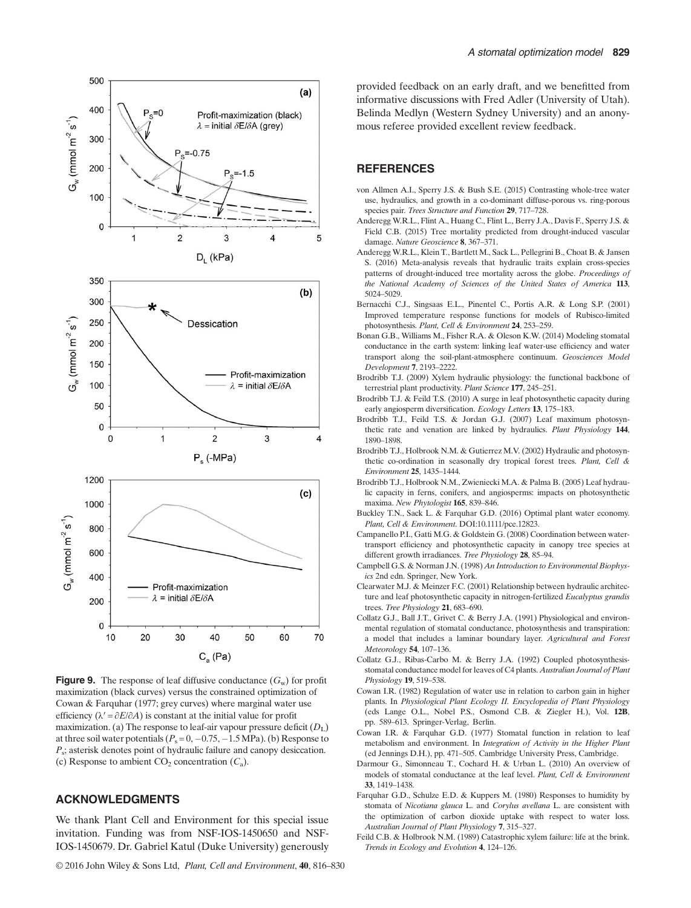**Figure 9.** The response of leaf diffusive conductance ($G_w$) for profit maximization (black curves) versus the constrained optimization of Cowan & Farquhar (1977; grey curves) where marginal water use efficiency ($\lambda' = \partial E/\partial A$) is constant at the initial value for profit maximization. (a) The response to leaf-air vapour pressure deficit ($D_L$) at three soil water potentials ($P_s = 0, -0.75, -1.5$ MPa). (b) Response to $P_s$; asterisk denotes point of hydraulic failure and canopy desiccation. (c) Response to ambient $CO_2$ concentration ($C_a$).

## ACKNOWLEDGMENTS

We thank Plant Cell and Environment for this special issue invitation. Funding was from NSF-IOS-1450650 and NSF-IOS-1450679. Dr. Gabriel Katul (Duke University) generously provided feedback on an early draft, and we benefitted from informative discussions with Fred Adler (University of Utah). Belinda Medlyn (Western Sydney University) and an anonymous referee provided excellent review feedback.

## REFERENCES

von Allmen A.I., Sperry J.S. & Bush S.E. (2015) Contrasting whole-tree water use, hydraulics, and growth in a co-dominant diffuse-porous vs. ring-porous species pair. *Trees Structure and Function* **29**, 717–728.

Anderegg W.R.L., Flint A., Huang C., Flint L., Berry J.A., Davis F., Sperry J.S. & Field C.B. (2015) Tree mortality predicted from drought-induced vascular damage. *Nature Geoscience* **8**, 367–371.

Anderegg W.R.L., Klein T., Bartlett M., Sack L., Pellegrini B., Choat B. & Jansen S. (2016) Meta-analysis reveals that hydraulic traits explain cross-species patterns of drought-induced tree mortality across the globe. *Proceedings of the National Academy of Sciences of the United States of America* **113**, 5024–5029.

Bernacchi C.J., Singsaas E.L., Pinentel C., Portis A.R. & Long S.P. (2001) Improved temperature response functions for models of Rubisco-limited photosynthesis. *Plant, Cell & Environment* **24**, 253–259.

Bonan G.B., Williams M., Fisher R.A. & Oleson K.W. (2014) Modeling stomatal conductance in the earth system: linking leaf water-use efficiency and water transport along the soil-plant-atmosphere continuum. *Geosciences Model Development* **7**, 2193–2222.

Brodribb T.J. (2009) Xylem hydraulic physiology: the functional backbone of terrestrial plant productivity. *Plant Science* **177**, 245–251.

Brodribb T.J. & Feild T.S. (2010) A surge in leaf photosynthetic capacity during early angiosperm diversification. *Ecology Letters* **13**, 175–183.

Brodribb T.J., Feild T.S. & Jordan G.J. (2007) Leaf maximum photosynthetic rate and venation are linked by hydraulics. *Plant Physiology* **144**, 1890–1898.

Brodribb T.J., Holbrook N.M. & Gutierrez M.V. (2002) Hydraulic and photosynthetic co-ordination in seasonally dry tropical forest trees. *Plant, Cell & Environment* **25**, 1435–1444.

Brodribb T.J., Holbrook N.M., Zwieniecki M.A. & Palma B. (2005) Leaf hydraulic capacity in ferns, conifers, and angiosperms: impacts on photosynthetic maxima. *New Phytologist* **165**, 839–846.

Buckley T.N., Sack L. & Farquhar G.D. (2016) Optimal plant water economy. *Plant, Cell & Environment*. DOI:10.1111/pce.12823.

Campanello P.I., Gatti M.G. & Goldstein G. (2008) Coordination between water-transport efficiency and photosynthetic capacity in canopy tree species at different growth irradiances. *Tree Physiology* **28**, 85–94.

Campbell G.S. & Norman J.N. (1998) *An Introduction to Environmental Biophysics* 2nd edn. Springer, New York.

Clearwater M.J. & Meinzer F.C. (2001) Relationship between hydraulic architecture and leaf photosynthetic capacity in nitrogen-fertilized *Eucalyptus grandis* trees. *Tree Physiology* **21**, 683–690.

Collatz G.J., Ball J.T., Grivet C. & Berry J.A. (1991) Physiological and environmental regulation of stomatal conductance, photosynthesis and transpiration: a model that includes a laminar boundary layer. *Agricultural and Forest Meteorology* **54**, 107–136.

Collatz G.J., Ribas-Carbo M. & Berry J.A. (1992) Coupled photosynthesis-stomatal conductance model for leaves of C4 plants. *Australian Journal of Plant Physiology* **19**, 519–538.

Cowan I.R. (1982) Regulation of water use in relation to carbon gain in higher plants. In *Physiological Plant Ecology II. Encyclopedia of Plant Physiology* (eds Lange O.L., Nobel P.S., Osmond C.B. & Ziegler H.), Vol. **12B**, pp. 589–613. Springer-Verlag, Berlin.

Cowan I.R. & Farquhar G.D. (1977) Stomatal function in relation to leaf metabolism and environment. In *Integration of Activity in the Higher Plant* (ed Jennings D.H.), pp. 471–505. Cambridge University Press, Cambridge.

Darmour G., Simonneau T., Cochard H. & Urban L. (2010) An overview of models of stomatal conductance at the leaf level. *Plant, Cell & Environment* **33**, 1419–1438.

Farquhar G.D., Schulze E.D. & Kuppers M. (1980) Responses to humidity by stomata of *Nicotiana glauca* L. and *Corylus avellana* L. are consistent with the optimization of carbon dioxide uptake with respect to water loss. *Australian Journal of Plant Physiology* **7**, 315–327.

Feild C.B. & Holbrook N.M. (1989) Catastrophic xylem failure: life at the brink. *Trends in Ecology and Evolution* **4**, 124–126.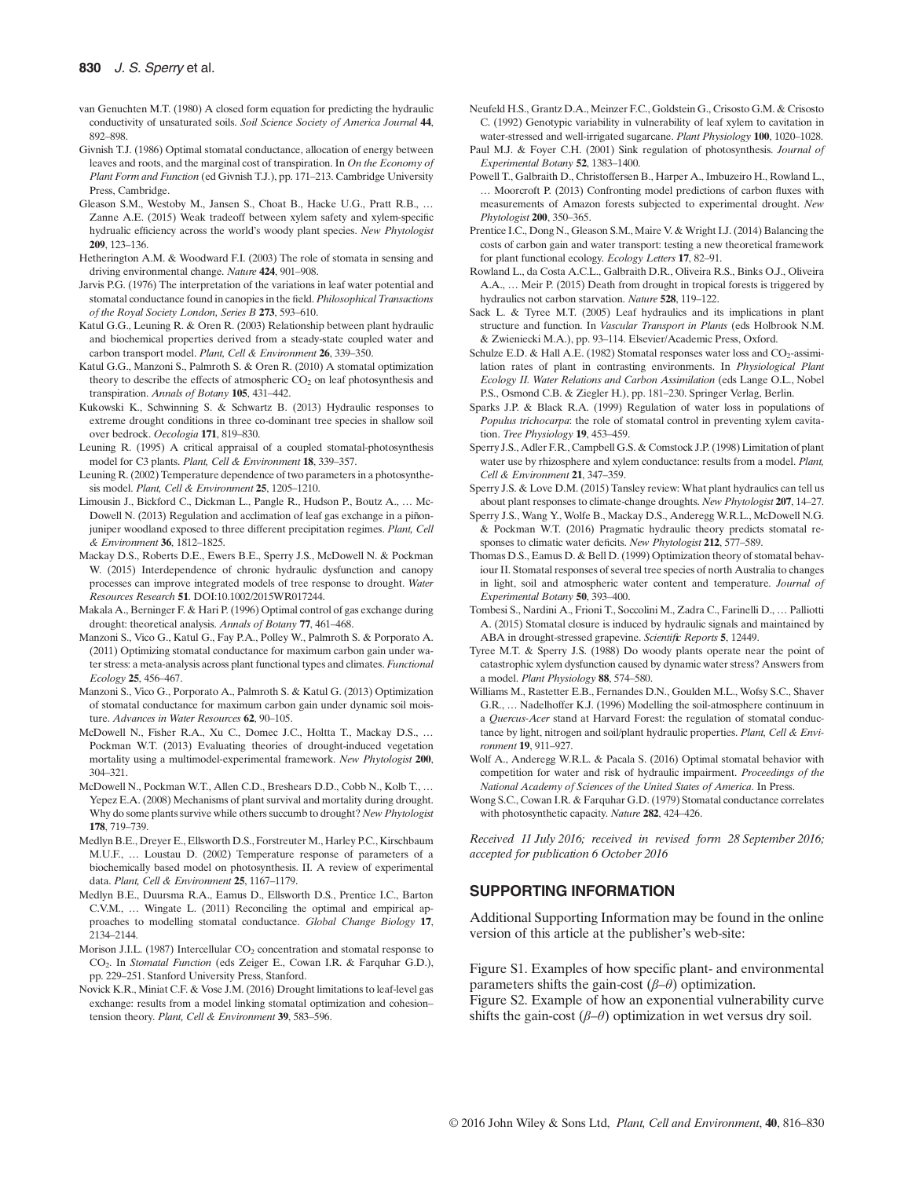van Genuchten M.T. (1980) A closed form equation for predicting the hydraulic conductivity of unsaturated soils. *Soil Science Society of America Journal* **44**, 892–898.

Givnish T.J. (1986) Optimal stomatal conductance, allocation of energy between leaves and roots, and the marginal cost of transpiration. In *On the Economy of Plant Form and Function* (ed Givnish T.J.), pp. 171–213. Cambridge University Press, Cambridge.

Gleason S.M., Westoby M., Jansen S., Choat B., Hacke U.G., Pratt R.B., … Zanne A.E. (2015) Weak tradeoff between xylem safety and xylem-specific hydrualic efficiency across the world's woody plant species. *New Phytologist* **209**, 123–136.

Hetherington A.M. & Woodward F.I. (2003) The role of stomata in sensing and driving environmental change. *Nature* **424**, 901–908.

Jarvis P.G. (1976) The interpretation of the variations in leaf water potential and stomatal conductance found in canopies in the field. *Philosophical Transactions of the Royal Society London, Series B* **273**, 593–610.

Katul G.G., Leuning R. & Oren R. (2003) Relationship between plant hydraulic and biochemical properties derived from a steady-state coupled water and carbon transport model. *Plant, Cell & Environment* **26**, 339–350.

Katul G.G., Manzoni S., Palmroth S. & Oren R. (2010) A stomatal optimization theory to describe the effects of atmospheric $CO_2$ on leaf photosynthesis and transpiration. *Annals of Botany* **105**, 431–442.

Kukowski K., Schwinning S. & Schwartz B. (2013) Hydraulic responses to extreme drought conditions in three co-dominant tree species in shallow soil over bedrock. *Oecologia* **171**, 819–830.

Leuning R. (1995) A critical appraisal of a coupled stomatal-photosynthesis model for C3 plants. *Plant, Cell & Environment* **18**, 339–357.

Leuning R. (2002) Temperature dependence of two parameters in a photosynthesis model. *Plant, Cell & Environment* **25**, 1205–1210.

Limousin J., Bickford C., Dickman L., Pangle R., Hudson P., Boutz A., … McDowell N. (2013) Regulation and acclimation of leaf gas exchange in a piñon-juniper woodland exposed to three different precipitation regimes. *Plant, Cell & Environment* **36**, 1812–1825.

Mackay D.S., Roberts D.E., Ewers B.E., Sperry J.S., McDowell N. & Pockman W. (2015) Interdependence of chronic hydraulic dysfunction and canopy processes can improve integrated models of tree response to drought. *Water Resources Research* **51**. DOI:10.1002/2015WR017244.

Makala A., Berninger F. & Hari P. (1996) Optimal control of gas exchange during drought: theoretical analysis. *Annals of Botany* **77**, 461–468.

Manzoni S., Vico G., Katul G., Fay P.A., Polley W., Palmroth S. & Porporato A. (2011) Optimizing stomatal conductance for maximum carbon gain under water stress: a meta-analysis across plant functional types and climates. *Functional Ecology* **25**, 456–467.

Manzoni S., Vico G., Porporato A., Palmroth S. & Katul G. (2013) Optimization of stomatal conductance for maximum carbon gain under dynamic soil moisture. *Advances in Water Resources* **62**, 90–105.

McDowell N., Fisher R.A., Xu C., Domec J.C., Holtta T., Mackay D.S., … Pockman W.T. (2013) Evaluating theories of drought-induced vegetation mortality using a multimodel-experimental framework. *New Phytologist* **200**, 304–321.

McDowell N., Pockman W.T., Allen C.D., Breshears D.D., Cobb N., Kolb T., … Yepez E.A. (2008) Mechanisms of plant survival and mortality during drought. Why do some plants survive while others succumb to drought? *New Phytologist* **178**, 719–739.

Medlyn B.E., Dreyer E., Ellsworth D.S., Forstreuter M., Harley P.C., Kirschbaum M.U.F., … Loustau D. (2002) Temperature response of parameters of a biochemically based model on photosynthesis. II. A review of experimental data. *Plant, Cell & Environment* **25**, 1167–1179.

Medlyn B.E., Duursma R.A., Eamus D., Ellsworth D.S., Prentice I.C., Barton C.V.M., … Wingate L. (2011) Reconciling the optimal and empirical approaches to modelling stomatal conductance. *Global Change Biology* **17**, 2134–2144.

Morison J.I.L. (1987) Intercellular $CO_2$ concentration and stomatal response to $CO_2$. In *Stomatal Function* (eds Zeiger E., Cowan I.R. & Farquhar G.D.), pp. 229–251. Stanford University Press, Stanford.

Novick K.R., Miniat C.F. & Vose J.M. (2016) Drought limitations to leaf-level gas exchange: results from a model linking stomatal optimization and cohesion–tension theory. *Plant, Cell & Environment* **39**, 583–596.

Neufeld H.S., Grantz D.A., Meinzer F.C., Goldstein G., Crisosto G.M. & Crisosto C. (1992) Genotypic variability in vulnerability of leaf xylem to cavitation in water-stressed and well-irrigated sugarcane. *Plant Physiology* **100**, 1020–1028.

Paul M.J. & Foyer C.H. (2001) Sink regulation of photosynthesis. *Journal of Experimental Botany* **52**, 1383–1400.

Powell T., Galbraith D., Christoffersen B., Harper A., Imbuzeiro H., Rowland L., … Moorcroft P. (2013) Confronting model predictions of carbon fluxes with measurements of Amazon forests subjected to experimental drought. *New Phytologist* **200**, 350–365.

Prentice I.C., Dong N., Gleason S.M., Maire V. & Wright I.J. (2014) Balancing the costs of carbon gain and water transport: testing a new theoretical framework for plant functional ecology. *Ecology Letters* **17**, 82–91.

Rowland L., da Costa A.C.L., Galbraith D.R., Oliveira R.S., Binks O.J., Oliveira A.A., … Meir P. (2015) Death from drought in tropical forests is triggered by hydraulics not carbon starvation. *Nature* **528**, 119–122.

Sack L. & Tyree M.T. (2005) Leaf hydraulics and its implications in plant structure and function. In *Vascular Transport in Plants* (eds Holbrook N.M. & Zwieniecki M.A.), pp. 93–114. Elsevier/Academic Press, Oxford.

Schulze E.D. & Hall A.E. (1982) Stomatal responses water loss and $CO_2$-assimilation rates of plant in contrasting environments. In *Physiological Plant Ecology II. Water Relations and Carbon Assimilation* (eds Lange O.L., Nobel P.S., Osmond C.B. & Ziegler H.), pp. 181–230. Springer Verlag, Berlin.

Sparks J.P. & Black R.A. (1999) Regulation of water loss in populations of *Populus trichocarpa*: the role of stomatal control in preventing xylem cavitation. *Tree Physiology* **19**, 453–459.

Sperry J.S., Adler F.R., Campbell G.S. & Comstock J.P. (1998) Limitation of plant water use by rhizosphere and xylem conductance: results from a model. *Plant, Cell & Environment* **21**, 347–359.

Sperry J.S. & Love D.M. (2015) Tansley review: What plant hydraulics can tell us about plant responses to climate-change droughts. *New Phytologist* **207**, 14–27.

Sperry J.S., Wang Y., Wolfe B., Mackay D.S., Anderegg W.R.L., McDowell N.G. & Pockman W.T. (2016) Pragmatic hydraulic theory predicts stomatal responses to climatic water deficits. *New Phytologist* **212**, 577–589.

Thomas D.S., Eamus D. & Bell D. (1999) Optimization theory of stomatal behaviour II. Stomatal responses of several tree species of north Australia to changes in light, soil and atmospheric water content and temperature. *Journal of Experimental Botany* **50**, 393–400.

Tombesi S., Nardini A., Frioni T., Soccolini M., Zadra C., Farinelli D., … Palliotti A. (2015) Stomatal closure is induced by hydraulic signals and maintained by ABA in drought-stressed grapevine. *Scientific Reports* **5**, 12449.

Tyree M.T. & Sperry J.S. (1988) Do woody plants operate near the point of catastrophic xylem dysfunction caused by dynamic water stress? Answers from a model. *Plant Physiology* **88**, 574–580.

Williams M., Rastetter E.B., Fernandes D.N., Goulden M.L., Wofsy S.C., Shaver G.R., … Nadelhoffer K.J. (1996) Modelling the soil-atmosphere continuum in a *Quercus-Acer* stand at Harvard Forest: the regulation of stomatal conductance by light, nitrogen and soil/plant hydraulic properties. *Plant, Cell & Environment* **19**, 911–927.

Wolf A., Anderegg W.R.L. & Pacala S. (2016) Optimal stomatal behavior with competition for water and risk of hydraulic impairment. *Proceedings of the National Academy of Sciences of the United States of America*. In Press.

Wong S.C., Cowan I.R. & Farquhar G.D. (1979) Stomatal conductance correlates with photosynthetic capacity. *Nature* **282**, 424–426.

*Received 11 July 2016; received in revised form 28 September 2016; accepted for publication 6 October 2016*

## SUPPORTING INFORMATION

Additional Supporting Information may be found in the online version of this article at the publisher's web-site:

Figure S1. Examples of how specific plant- and environmental parameters shifts the gain-cost ($\beta$–$\theta$) optimization.

Figure S2. Example of how an exponential vulnerability curve shifts the gain-cost ($\beta$–$\theta$) optimization in wet versus dry soil.